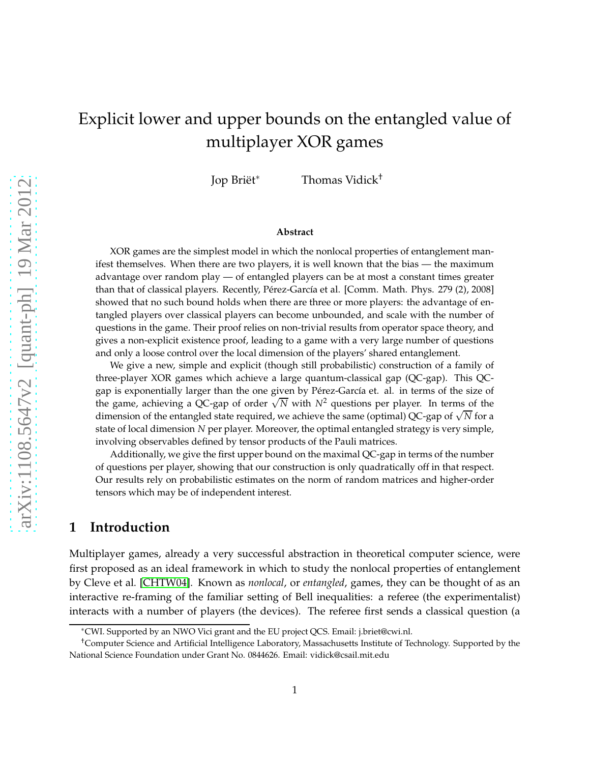# Explicit lower and upper bounds on the entangled value of multiplayer XOR games

Jop Briët[*] Thomas Vidick[†]

**Abstract**

XOR games are the simplest model in which the nonlocal properties of entanglement manifest themselves. When there are two players, it is well known that the bias — the maximum advantage over random play — of entangled players can be at most a constant times greater than that of classical players. Recently, Pérez-García et al. [Comm. Math. Phys. 279 (2), 2008] showed that no such bound holds when there are three or more players: the advantage of entangled players over classical players can become unbounded, and scale with the number of questions in the game. Their proof relies on non-trivial results from operator space theory, and gives a non-explicit existence proof, leading to a game with a very large number of questions and only a loose control over the local dimension of the players' shared entanglement.

We give a new, simple and explicit (though still probabilistic) construction of a family of three-player XOR games which achieve a large quantum-classical gap (QC-gap). This QC-gap is exponentially larger than the one given by Pérez-García et. al. in terms of the size of the game, achieving a QC-gap of order $\sqrt{N}$ with $N^2$ questions per player. In terms of the dimension of the entangled state required, we achieve the same (optimal) QC-gap of $\sqrt{N}$ for a state of local dimension $N$ per player. Moreover, the optimal entangled strategy is very simple, involving observables defined by tensor products of the Pauli matrices.

Additionally, we give the first upper bound on the maximal QC-gap in terms of the number of questions per player, showing that our construction is only quadratically off in that respect. Our results rely on probabilistic estimates on the norm of random matrices and higher-order tensors which may be of independent interest.

## 1 Introduction

Multiplayer games, already a very successful abstraction in theoretical computer science, were first proposed as an ideal framework in which to study the nonlocal properties of entanglement by Cleve et al. [CHTW04]. Known as *nonlocal*, or *entangled*, games, they can be thought of as an interactive re-framing of the familiar setting of Bell inequalities: a referee (the experimentalist) interacts with a number of players (the devices). The referee first sends a classical question (a

[*] CWI. Supported by an NWO Vici grant and the EU project QCS. Email: j.briet@cwi.nl.

[†] Computer Science and Artificial Intelligence Laboratory, Massachusetts Institute of Technology. Supported by the National Science Foundation under Grant No. 0844626. Email: vidick@csail.mit.edu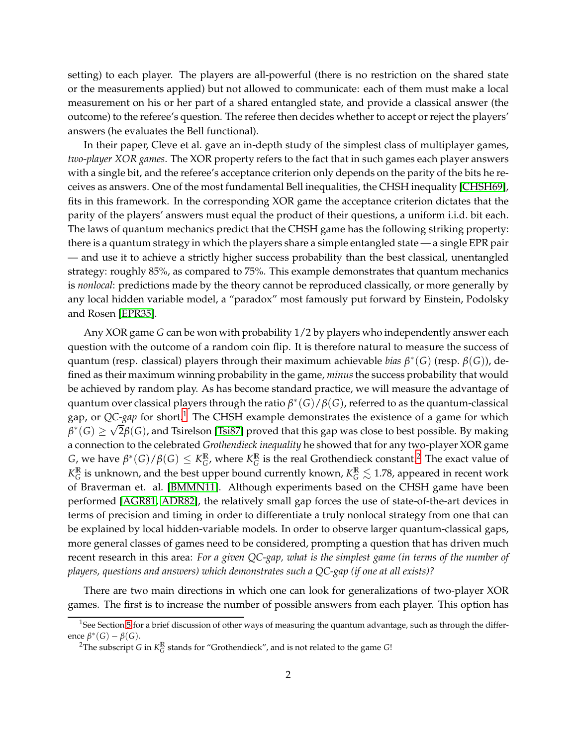setting) to each player. The players are all-powerful (there is no restriction on the shared state or the measurements applied) but not allowed to communicate: each of them must make a local measurement on his or her part of a shared entangled state, and provide a classical answer (the outcome) to the referee's question. The referee then decides whether to accept or reject the players' answers (he evaluates the Bell functional).

In their paper, Cleve et al. gave an in-depth study of the simplest class of multiplayer games, *two-player XOR games*. The XOR property refers to the fact that in such games each player answers with a single bit, and the referee's acceptance criterion only depends on the parity of the bits he receives as answers. One of the most fundamental Bell inequalities, the CHSH inequality [CHSH69], fits in this framework. In the corresponding XOR game the acceptance criterion dictates that the parity of the players' answers must equal the product of their questions, a uniform i.i.d. bit each. The laws of quantum mechanics predict that the CHSH game has the following striking property: there is a quantum strategy in which the players share a simple entangled state — a single EPR pair — and use it to achieve a strictly higher success probability than the best classical, unentangled strategy: roughly 85%, as compared to 75%. This example demonstrates that quantum mechanics is *nonlocal*: predictions made by the theory cannot be reproduced classically, or more generally by any local hidden variable model, a "paradox" most famously put forward by Einstein, Podolsky and Rosen [EPR35].

Any XOR game $G$ can be won with probability $1/2$ by players who independently answer each question with the outcome of a random coin flip. It is therefore natural to measure the success of quantum (resp. classical) players through their maximum achievable *bias* $\beta^*(G)$ (resp. $\beta(G)$), defined as their maximum winning probability in the game, *minus* the success probability that would be achieved by random play. As has become standard practice, we will measure the advantage of quantum over classical players through the ratio $\beta^*(G)/\beta(G)$, referred to as the quantum-classical gap, or *QC-gap* for short.[1] The CHSH example demonstrates the existence of a game for which $\beta^*(G) \geq \sqrt{2}\beta(G)$, and Tsirelson [Tsi87] proved that this gap was close to best possible. By making a connection to the celebrated *Grothendieck inequality* he showed that for any two-player XOR game $G$, we have $\beta^*(G)/\beta(G) \leq K_G^{\mathbb{R}}$, where $K_G^{\mathbb{R}}$ is the real Grothendieck constant.[2] The exact value of $K_G^{\mathbb{R}}$ is unknown, and the best upper bound currently known, $K_G^{\mathbb{R}} \lesssim 1.78$, appeared in recent work of Braverman et. al. [BMMN11]. Although experiments based on the CHSH game have been performed [AGR81, ADR82], the relatively small gap forces the use of state-of-the-art devices in terms of precision and timing in order to differentiate a truly nonlocal strategy from one that can be explained by local hidden-variable models. In order to observe larger quantum-classical gaps, more general classes of games need to be considered, prompting a question that has driven much recent research in this area: *For a given QC-gap, what is the simplest game (in terms of the number of players, questions and answers) which demonstrates such a QC-gap (if one at all exists)?*

There are two main directions in which one can look for generalizations of two-player XOR games. The first is to increase the number of possible answers from each player. This option has

[1] See Section 5 for a brief discussion of other ways of measuring the quantum advantage, such as through the difference $\beta^*(G) - \beta(G)$.

[2] The subscript $G$ in $K_G^{\mathbb{R}}$ stands for "Grothendieck", and is not related to the game $G$!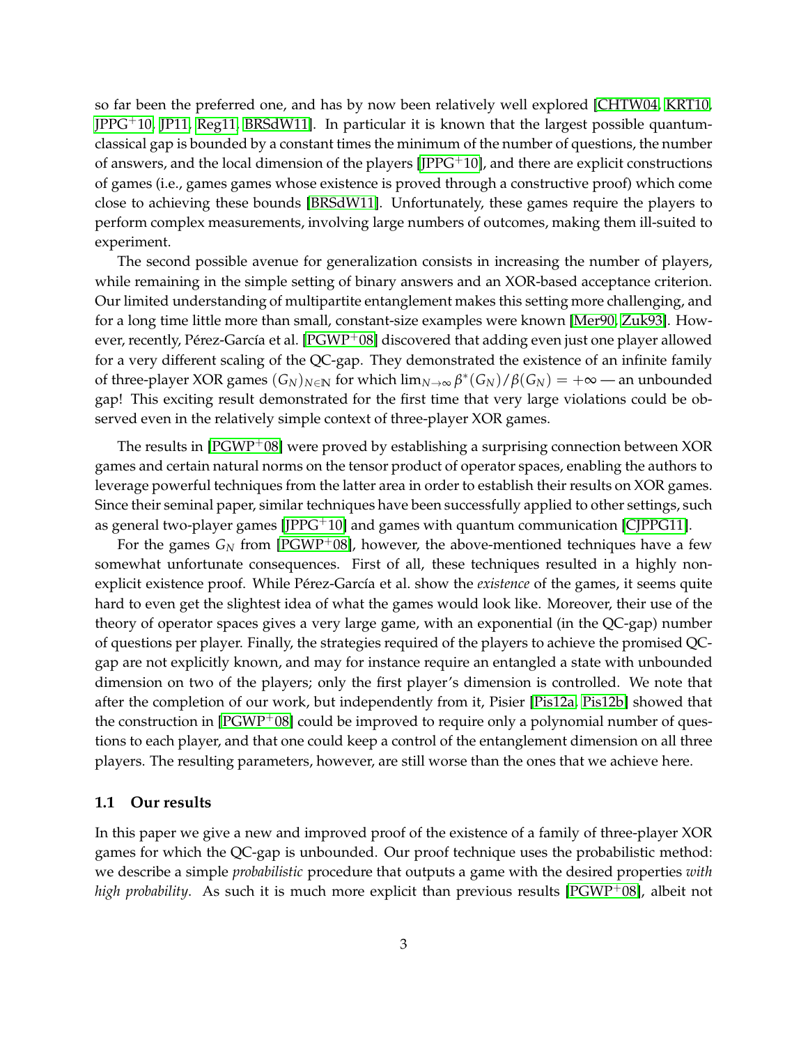so far been the preferred one, and has by now been relatively well explored [CHTW04, KRT10, JPPG+10, JP11, Reg11, BRSdW11]. In particular it is known that the largest possible quantum-classical gap is bounded by a constant times the minimum of the number of questions, the number of answers, and the local dimension of the players [JPPG+10], and there are explicit constructions of games (i.e., games games whose existence is proved through a constructive proof) which come close to achieving these bounds [BRSdW11]. Unfortunately, these games require the players to perform complex measurements, involving large numbers of outcomes, making them ill-suited to experiment.

The second possible avenue for generalization consists in increasing the number of players, while remaining in the simple setting of binary answers and an XOR-based acceptance criterion. Our limited understanding of multipartite entanglement makes this setting more challenging, and for a long time little more than small, constant-size examples were known [Mer90, Zuk93]. However, recently, Pérez-García et al. [PGWP+08] discovered that adding even just one player allowed for a very different scaling of the QC-gap. They demonstrated the existence of an infinite family of three-player XOR games $(G_N)_{N\in\mathbb{N}}$ for which $\lim_{N\to\infty} \beta^*(G_N)/\beta(G_N) = +\infty$ — an unbounded gap! This exciting result demonstrated for the first time that very large violations could be observed even in the relatively simple context of three-player XOR games.

The results in [PGWP+08] were proved by establishing a surprising connection between XOR games and certain natural norms on the tensor product of operator spaces, enabling the authors to leverage powerful techniques from the latter area in order to establish their results on XOR games. Since their seminal paper, similar techniques have been successfully applied to other settings, such as general two-player games [JPPG+10] and games with quantum communication [CJPPG11].

For the games $G_N$ from [PGWP+08], however, the above-mentioned techniques have a few somewhat unfortunate consequences. First of all, these techniques resulted in a highly non-explicit existence proof. While Pérez-García et al. show the *existence* of the games, it seems quite hard to even get the slightest idea of what the games would look like. Moreover, their use of the theory of operator spaces gives a very large game, with an exponential (in the QC-gap) number of questions per player. Finally, the strategies required of the players to achieve the promised QC-gap are not explicitly known, and may for instance require an entangled a state with unbounded dimension on two of the players; only the first player's dimension is controlled. We note that after the completion of our work, but independently from it, Pisier [Pis12a, Pis12b] showed that the construction in [PGWP+08] could be improved to require only a polynomial number of questions to each player, and that one could keep a control of the entanglement dimension on all three players. The resulting parameters, however, are still worse than the ones that we achieve here.

## 1.1 Our results

In this paper we give a new and improved proof of the existence of a family of three-player XOR games for which the QC-gap is unbounded. Our proof technique uses the probabilistic method: we describe a simple *probabilistic* procedure that outputs a game with the desired properties *with high probability*. As such it is much more explicit than previous results [PGWP+08], albeit not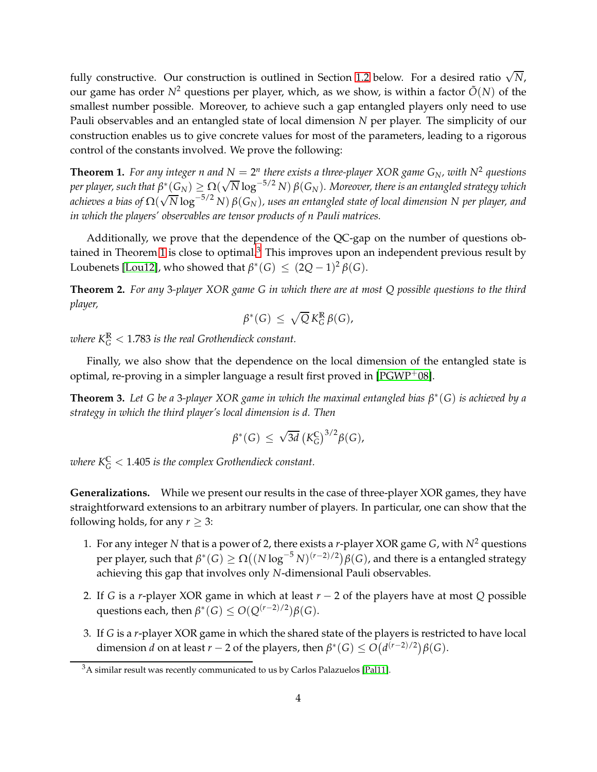fully constructive. Our construction is outlined in Section 1.2 below. For a desired ratio $\sqrt{N}$, our game has order $N^2$ questions per player, which, as we show, is within a factor $\tilde{O}(N)$ of the smallest number possible. Moreover, to achieve such a gap entangled players only need to use Pauli observables and an entangled state of local dimension $N$ per player. The simplicity of our construction enables us to give concrete values for most of the parameters, leading to a rigorous control of the constants involved. We prove the following:

**Theorem 1.** *For any integer $n$ and $N = 2^n$ there exists a three-player XOR game $G_N$, with $N^2$ questions per player, such that $\beta^*(G_N) \geq \Omega(\sqrt{N} \log^{-5/2} N)\, \beta(G_N)$. Moreover, there is an entangled strategy which achieves a bias of $\Omega(\sqrt{N} \log^{-5/2} N)\, \beta(G_N)$, uses an entangled state of local dimension $N$ per player, and in which the players' observables are tensor products of $n$ Pauli matrices.*

Additionally, we prove that the dependence of the QC-gap on the number of questions obtained in Theorem 1 is close to optimal.[3] This improves upon an independent previous result by Loubenets [Lou12], who showed that $\beta^*(G) \leq (2Q-1)^2\, \beta(G)$.

**Theorem 2.** *For any 3-player XOR game $G$ in which there are at most $Q$ possible questions to the third player,*

$$\beta^*(G) \leq \sqrt{Q}\, K_G^{\mathbb{R}}\, \beta(G),$$

*where $K_G^{\mathbb{R}} < 1.783$ is the real Grothendieck constant.*

Finally, we also show that the dependence on the local dimension of the entangled state is optimal, re-proving in a simpler language a result first proved in [PGWP+08].

**Theorem 3.** *Let $G$ be a 3-player XOR game in which the maximal entangled bias $\beta^*(G)$ is achieved by a strategy in which the third player's local dimension is $d$. Then*

$$\beta^*(G) \leq \sqrt{3d}\, \big(K_G^{\mathbb{C}}\big)^{3/2} \beta(G),$$

*where $K_G^{\mathbb{C}} < 1.405$ is the complex Grothendieck constant.*

**Generalizations.** While we present our results in the case of three-player XOR games, they have straightforward extensions to an arbitrary number of players. In particular, one can show that the following holds, for any $r \geq 3$:

1. For any integer $N$ that is a power of 2, there exists a $r$-player XOR game $G$, with $N^2$ questions per player, such that $\beta^*(G) \geq \Omega\big((N \log^{-5} N)^{(r-2)/2}\big)\beta(G)$, and there is a entangled strategy achieving this gap that involves only $N$-dimensional Pauli observables.
2. If $G$ is a $r$-player XOR game in which at least $r-2$ of the players have at most $Q$ possible questions each, then $\beta^*(G) \leq O(Q^{(r-2)/2})\beta(G)$.
3. If $G$ is a $r$-player XOR game in which the shared state of the players is restricted to have local dimension $d$ on at least $r-2$ of the players, then $\beta^*(G) \leq O\big(d^{(r-2)/2}\big)\beta(G)$.

[3] A similar result was recently communicated to us by Carlos Palazuelos [Pal11].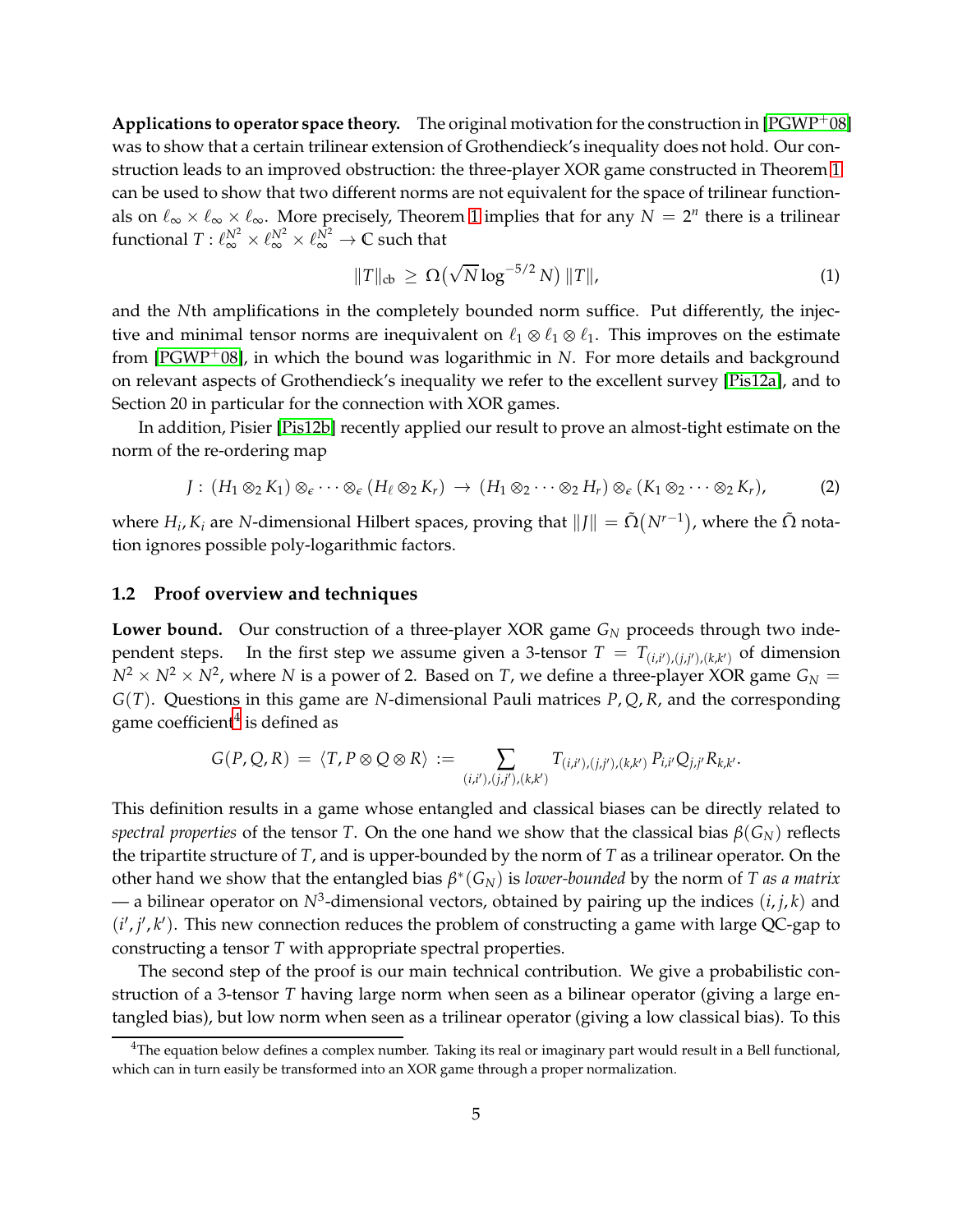**Applications to operator space theory.** The original motivation for the construction in [PGWP+08] was to show that a certain trilinear extension of Grothendieck's inequality does not hold. Our construction leads to an improved obstruction: the three-player XOR game constructed in Theorem 1 can be used to show that two different norms are not equivalent for the space of trilinear functionals on $\ell_\infty \times \ell_\infty \times \ell_\infty$. More precisely, Theorem 1 implies that for any $N = 2^n$ there is a trilinear functional $T : \ell_\infty^{N^2} \times \ell_\infty^{N^2} \times \ell_\infty^{N^2} \to \mathbb{C}$ such that

$$\|T\|_{\mathrm{cb}} \;\geq\; \Omega\big(\sqrt{N}\log^{-5/2} N\big)\,\|T\|, \tag{1}$$

and the $N$th amplifications in the completely bounded norm suffice. Put differently, the injective and minimal tensor norms are inequivalent on $\ell_1 \otimes \ell_1 \otimes \ell_1$. This improves on the estimate from [PGWP+08], in which the bound was logarithmic in $N$. For more details and background on relevant aspects of Grothendieck's inequality we refer to the excellent survey [Pis12a], and to Section 20 in particular for the connection with XOR games.

In addition, Pisier [Pis12b] recently applied our result to prove an almost-tight estimate on the norm of the re-ordering map

$$J:\,(H_1 \otimes_2 K_1) \otimes_\epsilon \cdots \otimes_\epsilon (H_\ell \otimes_2 K_r) \;\to\; (H_1 \otimes_2 \cdots \otimes_2 H_r) \otimes_\epsilon (K_1 \otimes_2 \cdots \otimes_2 K_r), \tag{2}$$

where $H_i, K_i$ are $N$-dimensional Hilbert spaces, proving that $\|J\| = \tilde{\Omega}\big(N^{r-1}\big)$, where the $\tilde{\Omega}$ notation ignores possible poly-logarithmic factors.

## 1.2 Proof overview and techniques

**Lower bound.** Our construction of a three-player XOR game $G_N$ proceeds through two independent steps. In the first step we assume given a 3-tensor $T = T_{(i,i'),(j,j'),(k,k')}$ of dimension $N^2 \times N^2 \times N^2$, where $N$ is a power of 2. Based on $T$, we define a three-player XOR game $G_N = G(T)$. Questions in this game are $N$-dimensional Pauli matrices $P, Q, R$, and the corresponding game coefficient[4] is defined as

$$G(P,Q,R) \;=\; \langle T, P\otimes Q\otimes R\rangle \;:=\; \sum_{(i,i'),(j,j'),(k,k')} T_{(i,i'),(j,j'),(k,k')}\, P_{i,i'} Q_{j,j'} R_{k,k'}.$$

This definition results in a game whose entangled and classical biases can be directly related to *spectral properties* of the tensor $T$. On the one hand we show that the classical bias $\beta(G_N)$ reflects the tripartite structure of $T$, and is upper-bounded by the norm of $T$ as a trilinear operator. On the other hand we show that the entangled bias $\beta^*(G_N)$ is *lower-bounded* by the norm of $T$ *as a matrix* — a bilinear operator on $N^3$-dimensional vectors, obtained by pairing up the indices $(i,j,k)$ and $(i',j',k')$. This new connection reduces the problem of constructing a game with large QC-gap to constructing a tensor $T$ with appropriate spectral properties.

The second step of the proof is our main technical contribution. We give a probabilistic construction of a 3-tensor $T$ having large norm when seen as a bilinear operator (giving a large entangled bias), but low norm when seen as a trilinear operator (giving a low classical bias). To this

[4] The equation below defines a complex number. Taking its real or imaginary part would result in a Bell functional, which can in turn easily be transformed into an XOR game through a proper normalization.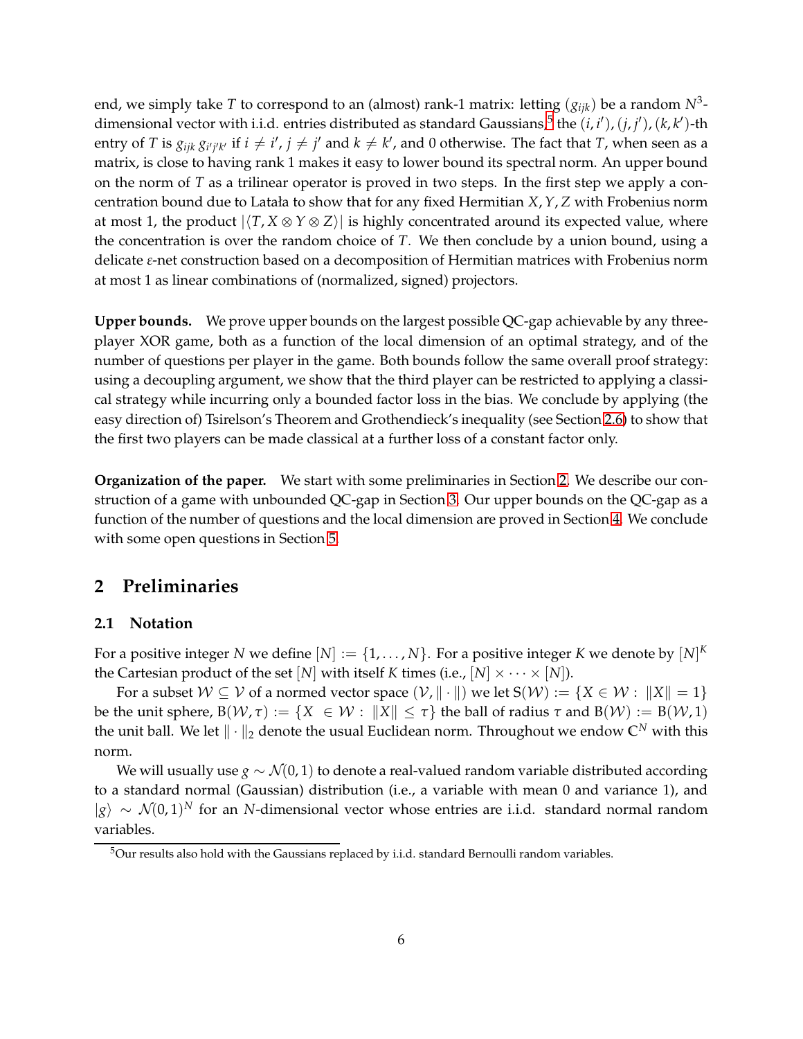end, we simply take $T$ to correspond to an (almost) rank-1 matrix: letting $(g_{ijk})$ be a random $N^3$-dimensional vector with i.i.d. entries distributed as standard Gaussians,[5] the $(i,i'),(j,j'),(k,k')$-th entry of $T$ is $g_{ijk}\, g_{i'j'k'}$ if $i \neq i'$, $j \neq j'$ and $k \neq k'$, and 0 otherwise. The fact that $T$, when seen as a matrix, is close to having rank 1 makes it easy to lower bound its spectral norm. An upper bound on the norm of $T$ as a trilinear operator is proved in two steps. In the first step we apply a concentration bound due to Latała to show that for any fixed Hermitian $X, Y, Z$ with Frobenius norm at most 1, the product $|\langle T, X \otimes Y \otimes Z \rangle|$ is highly concentrated around its expected value, where the concentration is over the random choice of $T$. We then conclude by a union bound, using a delicate $\varepsilon$-net construction based on a decomposition of Hermitian matrices with Frobenius norm at most 1 as linear combinations of (normalized, signed) projectors.

**Upper bounds.** We prove upper bounds on the largest possible QC-gap achievable by any three-player XOR game, both as a function of the local dimension of an optimal strategy, and of the number of questions per player in the game. Both bounds follow the same overall proof strategy: using a decoupling argument, we show that the third player can be restricted to applying a classical strategy while incurring only a bounded factor loss in the bias. We conclude by applying (the easy direction of) Tsirelson's Theorem and Grothendieck's inequality (see Section 2.6) to show that the first two players can be made classical at a further loss of a constant factor only.

**Organization of the paper.** We start with some preliminaries in Section 2. We describe our construction of a game with unbounded QC-gap in Section 3. Our upper bounds on the QC-gap as a function of the number of questions and the local dimension are proved in Section 4. We conclude with some open questions in Section 5.

## 2 Preliminaries

### 2.1 Notation

For a positive integer $N$ we define $[N] := \{1, \dots, N\}$. For a positive integer $K$ we denote by $[N]^K$ the Cartesian product of the set $[N]$ with itself $K$ times (i.e., $[N] \times \cdots \times [N]$).

For a subset $\mathcal{W} \subseteq \mathcal{V}$ of a normed vector space $(\mathcal{V}, \|\cdot\|)$ we let $\mathrm{S}(\mathcal{W}) := \{X \in \mathcal{W} : \|X\| = 1\}$ be the unit sphere, $\mathrm{B}(\mathcal{W}, \tau) := \{X \in \mathcal{W} : \|X\| \leq \tau\}$ the ball of radius $\tau$ and $\mathrm{B}(\mathcal{W}) := \mathrm{B}(\mathcal{W}, 1)$ the unit ball. We let $\|\cdot\|_2$ denote the usual Euclidean norm. Throughout we endow $\mathbb{C}^N$ with this norm.

We will usually use $g \sim \mathcal{N}(0,1)$ to denote a real-valued random variable distributed according to a standard normal (Gaussian) distribution (i.e., a variable with mean 0 and variance 1), and $|g\rangle \sim \mathcal{N}(0,1)^N$ for an $N$-dimensional vector whose entries are i.i.d. standard normal random variables.

[5] Our results also hold with the Gaussians replaced by i.i.d. standard Bernoulli random variables.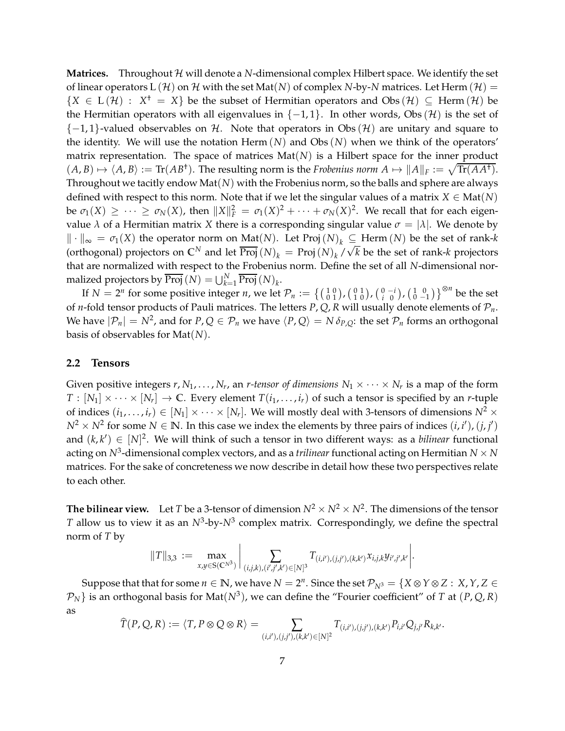**Matrices.** Throughout $\mathcal{H}$ will denote a $N$-dimensional complex Hilbert space. We identify the set of linear operators $\mathrm{L}(\mathcal{H})$ on $\mathcal{H}$ with the set $\mathrm{Mat}(N)$ of complex $N$-by-$N$ matrices. Let $\mathrm{Herm}(\mathcal{H}) = \{X \in \mathrm{L}(\mathcal{H}) : X^\dagger = X\}$ be the subset of Hermitian operators and $\mathrm{Obs}(\mathcal{H}) \subseteq \mathrm{Herm}(\mathcal{H})$ be the Hermitian operators with all eigenvalues in $\{-1, 1\}$. In other words, $\mathrm{Obs}(\mathcal{H})$ is the set of $\{-1,1\}$-valued observables on $\mathcal{H}$. Note that operators in $\mathrm{Obs}(\mathcal{H})$ are unitary and square to the identity. We will use the notation $\mathrm{Herm}(N)$ and $\mathrm{Obs}(N)$ when we think of the operators' matrix representation. The space of matrices $\mathrm{Mat}(N)$ is a Hilbert space for the inner product $(A,B) \mapsto \langle A, B\rangle := \mathrm{Tr}(AB^\dagger)$. The resulting norm is the *Frobenius norm* $A \mapsto \|A\|_F := \sqrt{\mathrm{Tr}(AA^\dagger)}$. Throughout we tacitly endow $\mathrm{Mat}(N)$ with the Frobenius norm, so the balls and sphere are always defined with respect to this norm. Note that if we let the singular values of a matrix $X \in \mathrm{Mat}(N)$ be $\sigma_1(X) \geq \cdots \geq \sigma_N(X)$, then $\|X\|_F^2 = \sigma_1(X)^2 + \cdots + \sigma_N(X)^2$. We recall that for each eigenvalue $\lambda$ of a Hermitian matrix $X$ there is a corresponding singular value $\sigma = |\lambda|$. We denote by $\|\cdot\|_\infty = \sigma_1(X)$ the operator norm on $\mathrm{Mat}(N)$. Let $\mathrm{Proj}(N)_k \subseteq \mathrm{Herm}(N)$ be the set of rank-$k$ (orthogonal) projectors on $\mathbb{C}^N$ and let $\overline{\mathrm{Proj}}(N)_k = \mathrm{Proj}(N)_k / \sqrt{k}$ be the set of rank-$k$ projectors that are normalized with respect to the Frobenius norm. Define the set of all $N$-dimensional normalized projectors by $\overline{\mathrm{Proj}}(N) = \bigcup_{k=1}^N \overline{\mathrm{Proj}}(N)_k$.

If $N = 2^n$ for some positive integer $n$, we let $\mathcal{P}_n := \left\{ \left(\begin{smallmatrix} 1 & 0 \\ 0 & 1 \end{smallmatrix}\right), \left(\begin{smallmatrix} 0 & 1 \\ 1 & 0 \end{smallmatrix}\right), \left(\begin{smallmatrix} 0 & -i \\ i & 0 \end{smallmatrix}\right), \left(\begin{smallmatrix} 1 & 0 \\ 0 & -1 \end{smallmatrix}\right) \right\}^{\otimes n}$ be the set of $n$-fold tensor products of Pauli matrices. The letters $P, Q, R$ will usually denote elements of $\mathcal{P}_n$. We have $|\mathcal{P}_n| = N^2$, and for $P, Q \in \mathcal{P}_n$ we have $\langle P, Q \rangle = N\,\delta_{P,Q}$: the set $\mathcal{P}_n$ forms an orthogonal basis of observables for $\mathrm{Mat}(N)$.

## 2.2 Tensors

Given positive integers $r, N_1, \ldots, N_r$, an *$r$-tensor of dimensions $N_1 \times \cdots \times N_r$* is a map of the form $T : [N_1] \times \cdots \times [N_r] \to \mathbb{C}$. Every element $T(i_1, \ldots, i_r)$ of such a tensor is specified by an $r$-tuple of indices $(i_1, \ldots, i_r) \in [N_1] \times \cdots \times [N_r]$. We will mostly deal with 3-tensors of dimensions $N^2 \times N^2 \times N^2$ for some $N \in \mathbb{N}$. In this case we index the elements by three pairs of indices $(i,i'), (j,j')$ and $(k,k') \in [N]^2$. We will think of such a tensor in two different ways: as a *bilinear* functional acting on $N^3$-dimensional complex vectors, and as a *trilinear* functional acting on Hermitian $N \times N$ matrices. For the sake of concreteness we now describe in detail how these two perspectives relate to each other.

**The bilinear view.** Let $T$ be a 3-tensor of dimension $N^2 \times N^2 \times N^2$. The dimensions of the tensor $T$ allow us to view it as an $N^3$-by-$N^3$ complex matrix. Correspondingly, we define the spectral norm of $T$ by

$$\|T\|_{3,3} := \max_{x,y \in \mathrm{S}(\mathbb{C}^{N^3})} \left| \sum_{(i,j,k),(i',j',k') \in [N]^3} T_{(i,i'),(j,j'),(k,k')} x_{i,j,k} y_{i',j',k'} \right|.$$

Suppose that that for some $n \in \mathbb{N}$, we have $N = 2^n$. Since the set $\mathcal{P}_{N^3} = \{X \otimes Y \otimes Z : X, Y, Z \in \mathcal{P}_N\}$ is an orthogonal basis for $\mathrm{Mat}(N^3)$, we can define the "Fourier coefficient" of $T$ at $(P, Q, R)$ as

$$\widehat{T}(P,Q,R) := \langle T, P \otimes Q \otimes R \rangle = \sum_{(i,i'),(j,j'),(k,k') \in [N]^2} T_{(i,i'),(j,j'),(k,k')} P_{i,i'} Q_{j,j'} R_{k,k'}.$$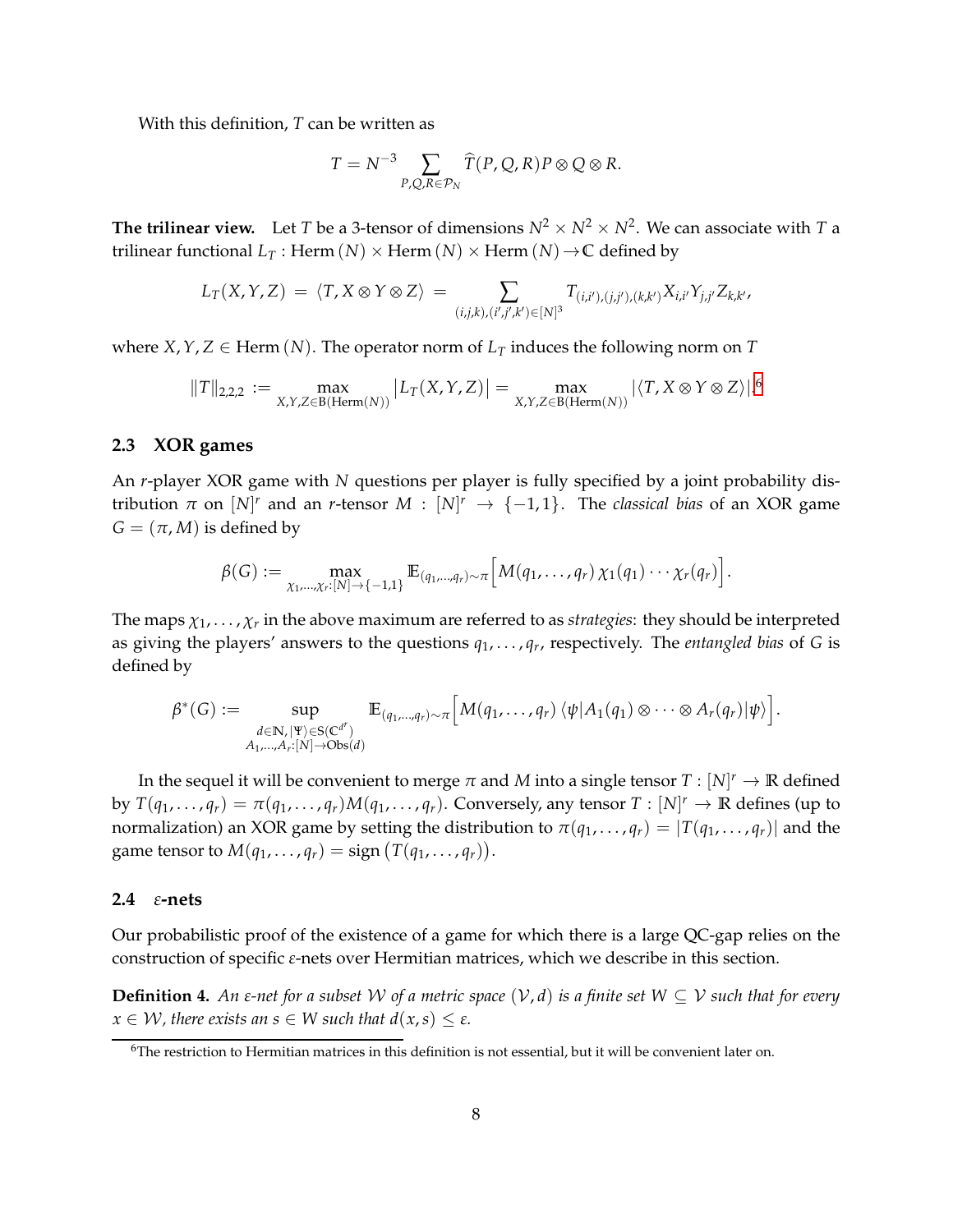With this definition, $T$ can be written as

$$T = N^{-3} \sum_{P,Q,R \in \mathcal{P}_N} \widehat{T}(P,Q,R) P \otimes Q \otimes R.$$

**The trilinear view.** Let $T$ be a 3-tensor of dimensions $N^2 \times N^2 \times N^2$. We can associate with $T$ a trilinear functional $L_T : \mathrm{Herm}\,(N) \times \mathrm{Herm}\,(N) \times \mathrm{Herm}\,(N) \to \mathbb{C}$ defined by

$$L_T(X,Y,Z) \;=\; \langle T, X \otimes Y \otimes Z \rangle \;=\; \sum_{(i,j,k),(i',j',k') \in [N]^3} T_{(i,i'),(j,j'),(k,k')} X_{i,i'} Y_{j,j'} Z_{k,k'},$$

where $X, Y, Z \in \mathrm{Herm}\,(N)$. The operator norm of $L_T$ induces the following norm on $T$

$$\|T\|_{2,2,2} := \max_{X,Y,Z \in \mathrm{B}(\mathrm{Herm}(N))} \big| L_T(X,Y,Z) \big| = \max_{X,Y,Z \in \mathrm{B}(\mathrm{Herm}(N))} |\langle T, X \otimes Y \otimes Z \rangle|.$$[6]

### 2.3 XOR games

An $r$-player XOR game with $N$ questions per player is fully specified by a joint probability distribution $\pi$ on $[N]^r$ and an $r$-tensor $M : [N]^r \to \{-1, 1\}$. The *classical bias* of an XOR game $G = (\pi, M)$ is defined by

$$\beta(G) := \max_{\chi_1,\ldots,\chi_r : [N] \to \{-1,1\}} \mathbb{E}_{(q_1,\ldots,q_r) \sim \pi} \Big[ M(q_1, \ldots, q_r)\, \chi_1(q_1) \cdots \chi_r(q_r) \Big].$$

The maps $\chi_1, \ldots, \chi_r$ in the above maximum are referred to as *strategies*: they should be interpreted as giving the players' answers to the questions $q_1, \ldots, q_r$, respectively. The *entangled bias* of $G$ is defined by

$$\beta^*(G) := \sup_{\substack{d \in \mathbb{N},\, |\Psi\rangle \in \mathrm{S}(\mathbb{C}^{d^r}) \\ A_1,\ldots,A_r : [N] \to \mathrm{Obs}(d)}} \mathbb{E}_{(q_1,\ldots,q_r) \sim \pi} \Big[ M(q_1, \ldots, q_r) \, \langle \psi | A_1(q_1) \otimes \cdots \otimes A_r(q_r) | \psi \rangle \Big].$$

In the sequel it will be convenient to merge $\pi$ and $M$ into a single tensor $T : [N]^r \to \mathbb{R}$ defined by $T(q_1, \ldots, q_r) = \pi(q_1, \ldots, q_r) M(q_1, \ldots, q_r)$. Conversely, any tensor $T : [N]^r \to \mathbb{R}$ defines (up to normalization) an XOR game by setting the distribution to $\pi(q_1, \ldots, q_r) = |T(q_1, \ldots, q_r)|$ and the game tensor to $M(q_1, \ldots, q_r) = \mathrm{sign}\big(T(q_1, \ldots, q_r)\big)$.

### 2.4 $\varepsilon$-nets

Our probabilistic proof of the existence of a game for which there is a large QC-gap relies on the construction of specific $\varepsilon$-nets over Hermitian matrices, which we describe in this section.

**Definition 4.** *An $\varepsilon$-net for a subset $\mathcal{W}$ of a metric space $(\mathcal{V}, d)$ is a finite set $W \subseteq \mathcal{V}$ such that for every $x \in \mathcal{W}$, there exists an $s \in W$ such that $d(x, s) \leq \varepsilon$.*

---

[6] The restriction to Hermitian matrices in this definition is not essential, but it will be convenient later on.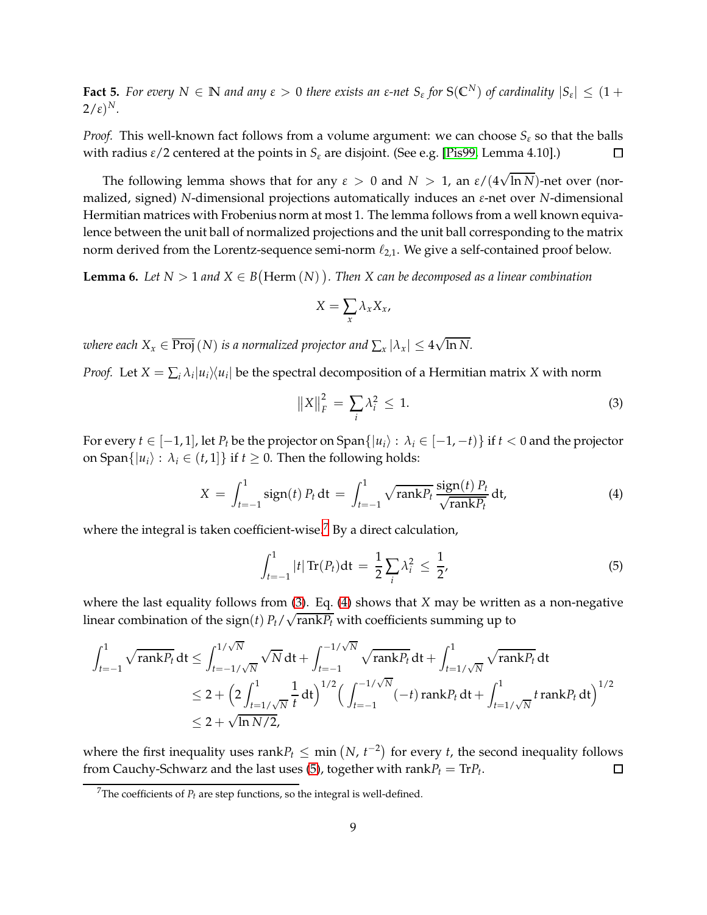**Fact 5.** *For every $N \in \mathbb{N}$ and any $\varepsilon > 0$ there exists an $\varepsilon$-net $S_\varepsilon$ for $\mathrm{S}(\mathbb{C}^N)$ of cardinality $|S_\varepsilon| \leq (1 + 2/\varepsilon)^N$.*

*Proof.* This well-known fact follows from a volume argument: we can choose $S_\varepsilon$ so that the balls with radius $\varepsilon/2$ centered at the points in $S_\varepsilon$ are disjoint. (See e.g. [Pis99, Lemma 4.10].) $\square$

The following lemma shows that for any $\varepsilon > 0$ and $N > 1$, an $\varepsilon/(4\sqrt{\ln N})$-net over (normalized, signed) $N$-dimensional projections automatically induces an $\varepsilon$-net over $N$-dimensional Hermitian matrices with Frobenius norm at most 1. The lemma follows from a well known equivalence between the unit ball of normalized projections and the unit ball corresponding to the matrix norm derived from the Lorentz-sequence semi-norm $\ell_{2,1}$. We give a self-contained proof below.

**Lemma 6.** *Let $N > 1$ and $X \in B\big(\mathrm{Herm}\,(N)\big)$. Then $X$ can be decomposed as a linear combination*

$$X = \sum_x \lambda_x X_x,$$

*where each $X_x \in \overline{\mathrm{Proj}}\,(N)$ is a normalized projector and $\sum_x |\lambda_x| \leq 4\sqrt{\ln N}$.*

*Proof.* Let $X = \sum_i \lambda_i |u_i\rangle\langle u_i|$ be the spectral decomposition of a Hermitian matrix $X$ with norm

$$\big\|X\big\|_F^2 \;=\; \sum_i \lambda_i^2 \;\leq\; 1. \tag{3}$$

For every $t \in [-1, 1]$, let $P_t$ be the projector on $\mathrm{Span}\{|u_i\rangle : \lambda_i \in [-1, -t)\}$ if $t < 0$ and the projector on $\mathrm{Span}\{|u_i\rangle : \lambda_i \in (t, 1]\}$ if $t \geq 0$. Then the following holds:

$$X \;=\; \int_{t=-1}^{1} \mathrm{sign}(t)\, P_t \,\mathrm{d}t \;=\; \int_{t=-1}^{1} \sqrt{\mathrm{rank} P_t}\, \frac{\mathrm{sign}(t)\, P_t}{\sqrt{\mathrm{rank} P_t}} \,\mathrm{d}t, \tag{4}$$

where the integral is taken coefficient-wise.[7] By a direct calculation,

$$\int_{t=-1}^{1} |t|\, \mathrm{Tr}(P_t) \mathrm{d}t \;=\; \frac{1}{2} \sum_i \lambda_i^2 \;\leq\; \frac{1}{2}, \tag{5}$$

where the last equality follows from (3). Eq. (4) shows that $X$ may be written as a non-negative linear combination of the $\mathrm{sign}(t)\, P_t / \sqrt{\mathrm{rank} P_t}$ with coefficients summing up to

$$\begin{aligned}
\int_{t=-1}^{1} \sqrt{\mathrm{rank} P_t}\,\mathrm{d}t &\leq \int_{t=-1/\sqrt{N}}^{1/\sqrt{N}} \sqrt{N}\,\mathrm{d}t + \int_{t=-1}^{-1/\sqrt{N}} \sqrt{\mathrm{rank} P_t}\,\mathrm{d}t + \int_{t=1/\sqrt{N}}^{1} \sqrt{\mathrm{rank} P_t}\,\mathrm{d}t \\
&\leq 2 + \Big(2 \int_{t=1/\sqrt{N}}^{1} \frac{1}{t}\,\mathrm{d}t\Big)^{1/2} \Big( \int_{t=-1}^{-1/\sqrt{N}} (-t)\, \mathrm{rank} P_t \,\mathrm{d}t + \int_{t=1/\sqrt{N}}^{1} t\, \mathrm{rank} P_t \,\mathrm{d}t \Big)^{1/2} \\
&\leq 2 + \sqrt{\ln N / 2},
\end{aligned}$$

where the first inequality uses $\mathrm{rank} P_t \leq \min\big(N,\, t^{-2}\big)$ for every $t$, the second inequality follows from Cauchy-Schwarz and the last uses (5), together with $\mathrm{rank} P_t = \mathrm{Tr} P_t$. $\square$

---

[7] The coefficients of $P_t$ are step functions, so the integral is well-defined.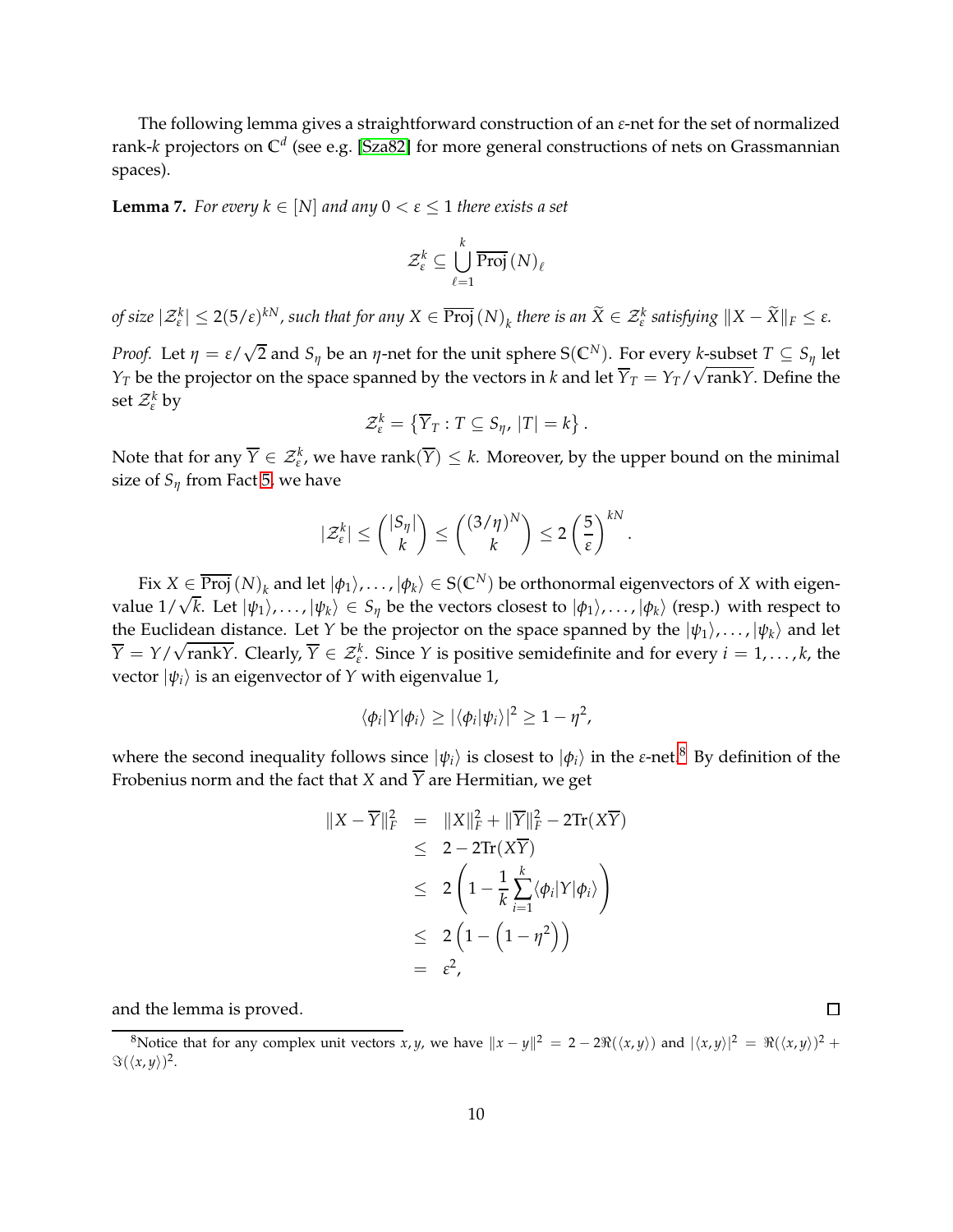The following lemma gives a straightforward construction of an $\varepsilon$-net for the set of normalized rank-$k$ projectors on $\mathbb{C}^d$ (see e.g. [Sza82] for more general constructions of nets on Grassmannian spaces).

**Lemma 7.** *For every $k \in [N]$ and any $0 < \varepsilon \leq 1$ there exists a set*

$$\mathcal{Z}_\varepsilon^k \subseteq \bigcup_{\ell=1}^{k} \overline{\text{Proj}}\,(N)_\ell$$

*of size $|\mathcal{Z}_\varepsilon^k| \leq 2(5/\varepsilon)^{kN}$, such that for any $X \in \overline{\text{Proj}}\,(N)_k$ there is an $\widetilde{X} \in \mathcal{Z}_\varepsilon^k$ satisfying $\|X - \widetilde{X}\|_F \leq \varepsilon$.*

*Proof.* Let $\eta = \varepsilon/\sqrt{2}$ and $S_\eta$ be an $\eta$-net for the unit sphere $\mathrm{S}(\mathbb{C}^N)$. For every $k$-subset $T \subseteq S_\eta$ let $Y_T$ be the projector on the space spanned by the vectors in $k$ and let $\overline{Y}_T = Y_T/\sqrt{\text{rank} Y}$. Define the set $\mathcal{Z}_\varepsilon^k$ by

$$\mathcal{Z}_\varepsilon^k = \left\{ \overline{Y}_T : T \subseteq S_\eta,\ |T| = k \right\}.$$

Note that for any $\overline{Y} \in \mathcal{Z}_\varepsilon^k$, we have $\text{rank}(\overline{Y}) \leq k$. Moreover, by the upper bound on the minimal size of $S_\eta$ from Fact 5, we have

$$|\mathcal{Z}_\varepsilon^k| \leq \binom{|S_\eta|}{k} \leq \binom{(3/\eta)^N}{k} \leq 2\left(\frac{5}{\varepsilon}\right)^{kN}.$$

Fix $X \in \overline{\text{Proj}}\,(N)_k$ and let $|\phi_1\rangle, \ldots, |\phi_k\rangle \in \mathrm{S}(\mathbb{C}^N)$ be orthonormal eigenvectors of $X$ with eigenvalue $1/\sqrt{k}$. Let $|\psi_1\rangle, \ldots, |\psi_k\rangle \in S_\eta$ be the vectors closest to $|\phi_1\rangle, \ldots, |\phi_k\rangle$ (resp.) with respect to the Euclidean distance. Let $Y$ be the projector on the space spanned by the $|\psi_1\rangle, \ldots, |\psi_k\rangle$ and let $\overline{Y} = Y/\sqrt{\text{rank} Y}$. Clearly, $\overline{Y} \in \mathcal{Z}_\varepsilon^k$. Since $Y$ is positive semidefinite and for every $i = 1, \ldots, k$, the vector $|\psi_i\rangle$ is an eigenvector of $Y$ with eigenvalue 1,

$$\langle \phi_i | Y | \phi_i \rangle \geq |\langle \phi_i | \psi_i \rangle|^2 \geq 1 - \eta^2,$$

where the second inequality follows since $|\psi_i\rangle$ is closest to $|\phi_i\rangle$ in the $\varepsilon$-net.[8] By definition of the Frobenius norm and the fact that $X$ and $\overline{Y}$ are Hermitian, we get

$$\begin{aligned}
\|X - \overline{Y}\|_F^2 &= \|X\|_F^2 + \|\overline{Y}\|_F^2 - 2\text{Tr}(X\overline{Y}) \\
&\leq 2 - 2\text{Tr}(X\overline{Y}) \\
&\leq 2\left(1 - \frac{1}{k}\sum_{i=1}^{k} \langle \phi_i | Y | \phi_i \rangle\right) \\
&\leq 2\left(1 - \left(1 - \eta^2\right)\right) \\
&= \varepsilon^2,
\end{aligned}$$

and the lemma is proved. ∎

[8] Notice that for any complex unit vectors $x, y$, we have $\|x - y\|^2 = 2 - 2\Re(\langle x, y \rangle)$ and $|\langle x, y \rangle|^2 = \Re(\langle x, y \rangle)^2 + \Im(\langle x, y \rangle)^2$.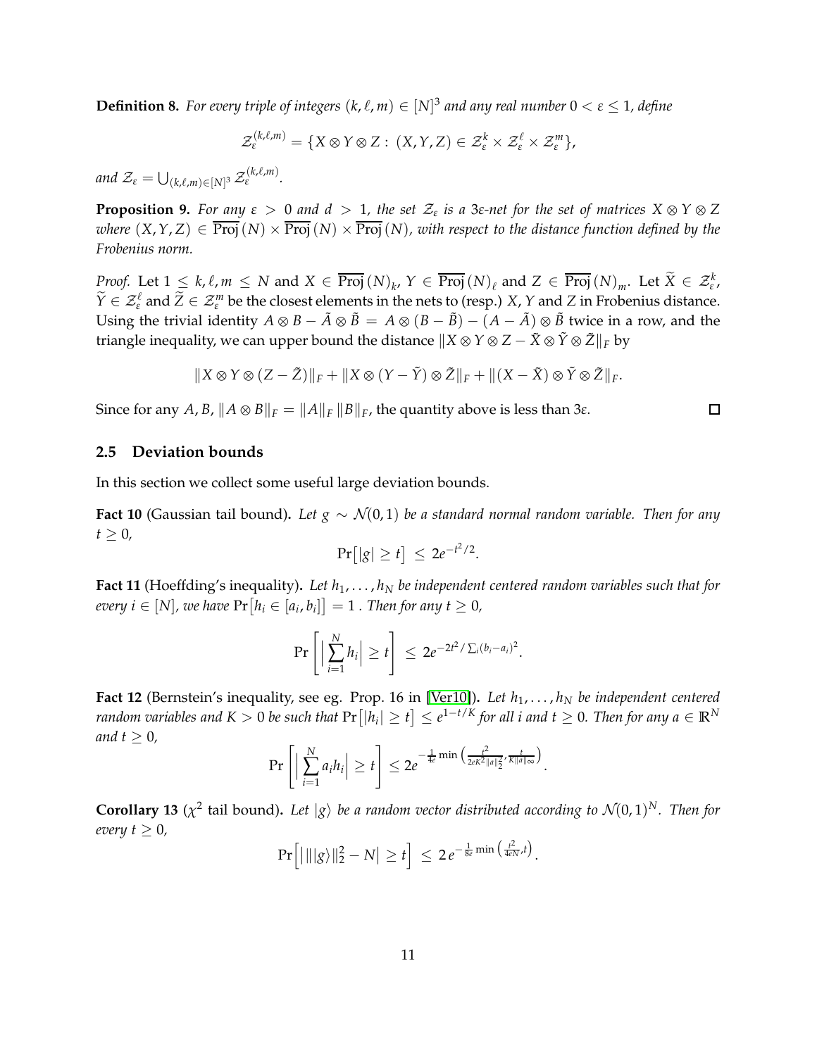**Definition 8.** *For every triple of integers $(k, \ell, m) \in [N]^3$ and any real number $0 < \varepsilon \leq 1$, define*

$$\mathcal{Z}_\varepsilon^{(k,\ell,m)} = \{X \otimes Y \otimes Z : (X, Y, Z) \in \mathcal{Z}_\varepsilon^k \times \mathcal{Z}_\varepsilon^\ell \times \mathcal{Z}_\varepsilon^m\},$$

*and $\mathcal{Z}_\varepsilon = \bigcup_{(k,\ell,m) \in [N]^3} \mathcal{Z}_\varepsilon^{(k,\ell,m)}$.*

**Proposition 9.** *For any $\varepsilon > 0$ and $d > 1$, the set $\mathcal{Z}_\varepsilon$ is a $3\varepsilon$-net for the set of matrices $X \otimes Y \otimes Z$ where $(X, Y, Z) \in \overline{\text{Proj}}(N) \times \overline{\text{Proj}}(N) \times \overline{\text{Proj}}(N)$, with respect to the distance function defined by the Frobenius norm.*

*Proof.* Let $1 \leq k, \ell, m \leq N$ and $X \in \overline{\text{Proj}}(N)_k$, $Y \in \overline{\text{Proj}}(N)_\ell$ and $Z \in \overline{\text{Proj}}(N)_m$. Let $\widetilde{X} \in \mathcal{Z}_\varepsilon^k$, $\widetilde{Y} \in \mathcal{Z}_\varepsilon^\ell$ and $\widetilde{Z} \in \mathcal{Z}_\varepsilon^m$ be the closest elements in the nets to (resp.) $X$, $Y$ and $Z$ in Frobenius distance. Using the trivial identity $A \otimes B - \tilde{A} \otimes \tilde{B} = A \otimes (B - \tilde{B}) - (A - \tilde{A}) \otimes \tilde{B}$ twice in a row, and the triangle inequality, we can upper bound the distance $\|X \otimes Y \otimes Z - \tilde{X} \otimes \tilde{Y} \otimes \tilde{Z}\|_F$ by

$$\|X \otimes Y \otimes (Z - \tilde{Z})\|_F + \|X \otimes (Y - \tilde{Y}) \otimes \tilde{Z}\|_F + \|(X - \tilde{X}) \otimes \tilde{Y} \otimes \tilde{Z}\|_F.$$

Since for any $A, B$, $\|A \otimes B\|_F = \|A\|_F \|B\|_F$, the quantity above is less than $3\varepsilon$. □

## 2.5 Deviation bounds

In this section we collect some useful large deviation bounds.

**Fact 10** (Gaussian tail bound)**.** *Let $g \sim \mathcal{N}(0, 1)$ be a standard normal random variable. Then for any $t \geq 0$,*

$$\Pr\big[|g| \geq t\big] \leq 2e^{-t^2/2}.$$

**Fact 11** (Hoeffding's inequality)**.** *Let $h_1, \ldots, h_N$ be independent centered random variables such that for every $i \in [N]$, we have $\Pr\big[h_i \in [a_i, b_i]\big] = 1$ . Then for any $t \geq 0$,*

$$\Pr\left[\Big|\sum_{i=1}^N h_i\Big| \geq t\right] \leq 2e^{-2t^2/\sum_i (b_i - a_i)^2}.$$

**Fact 12** (Bernstein's inequality, see eg. Prop. 16 in [Ver10])**.** *Let $h_1, \ldots, h_N$ be independent centered random variables and $K > 0$ be such that $\Pr\big[|h_i| \geq t\big] \leq e^{1-t/K}$ for all $i$ and $t \geq 0$. Then for any $a \in \mathbb{R}^N$ and $t \geq 0$,*

$$\Pr\left[\Big|\sum_{i=1}^N a_i h_i\Big| \geq t\right] \leq 2e^{-\frac{1}{4e}\min\left(\frac{t^2}{2eK^2\|a\|_2^2}, \frac{t}{K\|a\|_\infty}\right)}.$$

**Corollary 13** ($\chi^2$ tail bound)**.** *Let $|g\rangle$ be a random vector distributed according to $\mathcal{N}(0, 1)^N$. Then for every $t \geq 0$,*

$$\Pr\Big[\big|\||g\rangle\|_2^2 - N\big| \geq t\Big] \leq 2\,e^{-\frac{1}{8e}\min\left(\frac{t^2}{4eN}, t\right)}.$$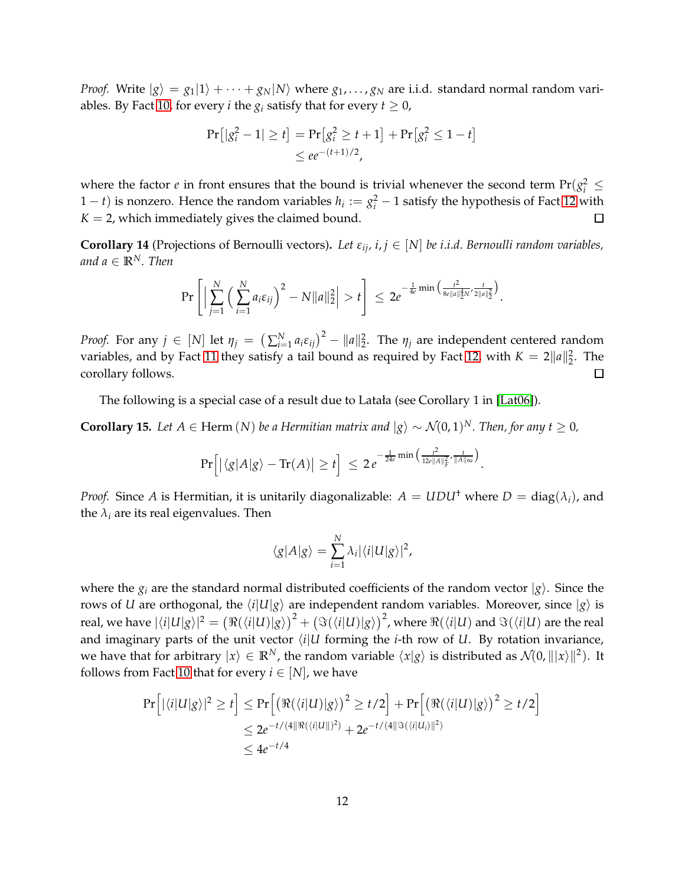*Proof.* Write $|g\rangle = g_1|1\rangle + \cdots + g_N|N\rangle$ where $g_1, \ldots, g_N$ are i.i.d. standard normal random variables. By Fact 10, for every $i$ the $g_i$ satisfy that for every $t \geq 0$,

$$\begin{aligned}\Pr\big[|g_i^2 - 1| \geq t\big] &= \Pr\big[g_i^2 \geq t+1\big] + \Pr\big[g_i^2 \leq 1-t\big] \\ &\leq e e^{-(t+1)/2},\end{aligned}$$

where the factor $e$ in front ensures that the bound is trivial whenever the second term $\Pr(g_i^2 \leq 1-t)$ is nonzero. Hence the random variables $h_i := g_i^2 - 1$ satisfy the hypothesis of Fact 12 with $K = 2$, which immediately gives the claimed bound. $\square$

**Corollary 14** (Projections of Bernoulli vectors)**.** *Let $\varepsilon_{ij}$, $i, j \in [N]$ be i.i.d. Bernoulli random variables, and $a \in \mathbb{R}^N$. Then*

$$\Pr\left[\Big|\sum_{j=1}^N \Big(\sum_{i=1}^N a_i \varepsilon_{ij}\Big)^2 - N\|a\|_2^2\Big| > t\right] \leq 2e^{-\frac{1}{4e}\min\left(\frac{t^2}{8e\|a\|_2^4 N}, \frac{t}{2\|a\|_2^2}\right)}.$$

*Proof.* For any $j \in [N]$ let $\eta_j = \big(\sum_{i=1}^N a_i \varepsilon_{ij}\big)^2 - \|a\|_2^2$. The $\eta_j$ are independent centered random variables, and by Fact 11 they satisfy a tail bound as required by Fact 12, with $K = 2\|a\|_2^2$. The corollary follows. $\square$

The following is a special case of a result due to Latała (see Corollary 1 in [Lat06]).

**Corollary 15.** *Let $A \in \mathrm{Herm}(N)$ be a Hermitian matrix and $|g\rangle \sim \mathcal{N}(0,1)^N$. Then, for any $t \geq 0$,*

$$\Pr\Big[\big|\langle g|A|g\rangle - \mathrm{Tr}(A)\big| \geq t\Big] \leq 2\, e^{-\frac{1}{24e}\min\left(\frac{t^2}{12e\|A\|_F^2}, \frac{t}{\|A\|_\infty}\right)}.$$

*Proof.* Since $A$ is Hermitian, it is unitarily diagonalizable: $A = UDU^\dagger$ where $D = \mathrm{diag}(\lambda_i)$, and the $\lambda_i$ are its real eigenvalues. Then

$$\langle g|A|g\rangle = \sum_{i=1}^N \lambda_i |\langle i|U|g\rangle|^2,$$

where the $g_i$ are the standard normal distributed coefficients of the random vector $|g\rangle$. Since the rows of $U$ are orthogonal, the $\langle i|U|g\rangle$ are independent random variables. Moreover, since $|g\rangle$ is real, we have $|\langle i|U|g\rangle|^2 = \big(\Re(\langle i|U)|g\rangle\big)^2 + \big(\Im(\langle i|U)|g\rangle\big)^2$, where $\Re(\langle i|U)$ and $\Im(\langle i|U)$ are the real and imaginary parts of the unit vector $\langle i|U$ forming the $i$-th row of $U$. By rotation invariance, we have that for arbitrary $|x\rangle \in \mathbb{R}^N$, the random variable $\langle x|g\rangle$ is distributed as $\mathcal{N}(0, \||x\rangle\|^2)$. It follows from Fact 10 that for every $i \in [N]$, we have

$$\begin{aligned}\Pr\Big[|\langle i|U|g\rangle|^2 \geq t\Big] &\leq \Pr\Big[\big(\Re(\langle i|U)|g\rangle\big)^2 \geq t/2\Big] + \Pr\Big[\big(\Re(\langle i|U)|g\rangle\big)^2 \geq t/2\Big] \\ &\leq 2e^{-t/(4\|\Re(\langle i|U\|)^2)} + 2e^{-t/(4\|\Im(\langle i|U_i)\|^2)} \\ &\leq 4e^{-t/4}\end{aligned}$$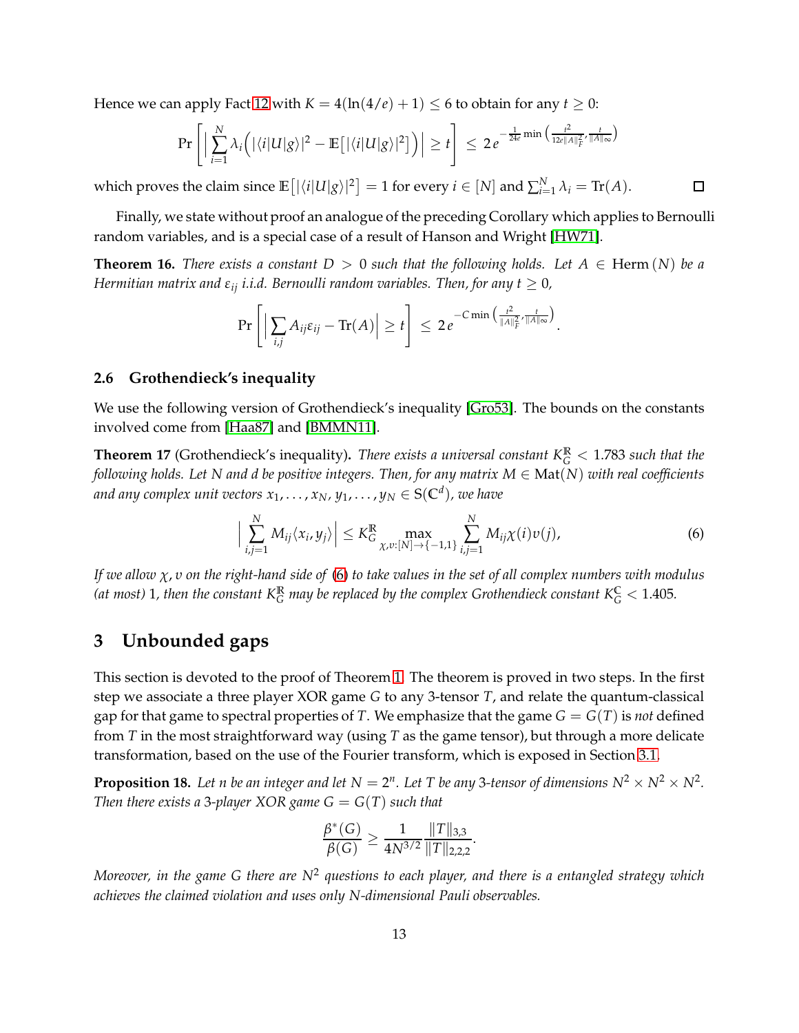Hence we can apply Fact 12 with $K = 4(\ln(4/e)+1) \leq 6$ to obtain for any $t \geq 0$:

$$\Pr\left[ \Big| \sum_{i=1}^{N} \lambda_i \Big( |\langle i|U|g\rangle|^2 - \mathbb{E}\big[|\langle i|U|g\rangle|^2\big] \Big) \Big| \geq t \right] \;\leq\; 2\, e^{-\frac{1}{24e} \min\left( \frac{t^2}{12e\|A\|_F^2}, \frac{t}{\|A\|_\infty} \right)}$$

which proves the claim since $\mathbb{E}\big[|\langle i|U|g\rangle|^2\big] = 1$ for every $i \in [N]$ and $\sum_{i=1}^{N} \lambda_i = \mathrm{Tr}(A)$. □

Finally, we state without proof an analogue of the preceding Corollary which applies to Bernoulli random variables, and is a special case of a result of Hanson and Wright [HW71].

**Theorem 16.** *There exists a constant $D > 0$ such that the following holds. Let $A \in \mathrm{Herm}(N)$ be a Hermitian matrix and $\varepsilon_{ij}$ i.i.d. Bernoulli random variables. Then, for any $t \geq 0$,*

$$\Pr\left[ \Big| \sum_{i,j} A_{ij}\varepsilon_{ij} - \mathrm{Tr}(A) \Big| \geq t \right] \;\leq\; 2\, e^{-C \min\left( \frac{t^2}{\|A\|_F^2}, \frac{t}{\|A\|_\infty} \right)}.$$

### 2.6 Grothendieck's inequality

We use the following version of Grothendieck's inequality [Gro53]. The bounds on the constants involved come from [Haa87] and [BMMN11].

**Theorem 17** (Grothendieck's inequality)**.** *There exists a universal constant $K_G^{\mathbb{R}} < 1.783$ such that the following holds. Let $N$ and $d$ be positive integers. Then, for any matrix $M \in \mathrm{Mat}(N)$ with real coefficients and any complex unit vectors $x_1, \ldots, x_N, y_1, \ldots, y_N \in \mathrm{S}(\mathbb{C}^d)$, we have*

$$\Big| \sum_{i,j=1}^{N} M_{ij} \langle x_i, y_j \rangle \Big| \leq K_G^{\mathbb{R}} \max_{\chi, v : [N] \to \{-1,1\}} \sum_{i,j=1}^{N} M_{ij}\chi(i)v(j), \tag{6}$$

*If we allow $\chi, v$ on the right-hand side of (6) to take values in the set of all complex numbers with modulus (at most) 1, then the constant $K_G^{\mathbb{R}}$ may be replaced by the complex Grothendieck constant $K_G^{\mathbb{C}} < 1.405$.*

## 3 Unbounded gaps

This section is devoted to the proof of Theorem 1. The theorem is proved in two steps. In the first step we associate a three player XOR game $G$ to any 3-tensor $T$, and relate the quantum-classical gap for that game to spectral properties of $T$. We emphasize that the game $G = G(T)$ is *not* defined from $T$ in the most straightforward way (using $T$ as the game tensor), but through a more delicate transformation, based on the use of the Fourier transform, which is exposed in Section 3.1.

**Proposition 18.** *Let $n$ be an integer and let $N = 2^n$. Let $T$ be any 3-tensor of dimensions $N^2 \times N^2 \times N^2$. Then there exists a 3-player XOR game $G = G(T)$ such that*

$$\frac{\beta^*(G)}{\beta(G)} \geq \frac{1}{4N^{3/2}} \frac{\|T\|_{3,3}}{\|T\|_{2,2,2}}.$$

*Moreover, in the game $G$ there are $N^2$ questions to each player, and there is a entangled strategy which achieves the claimed violation and uses only $N$-dimensional Pauli observables.*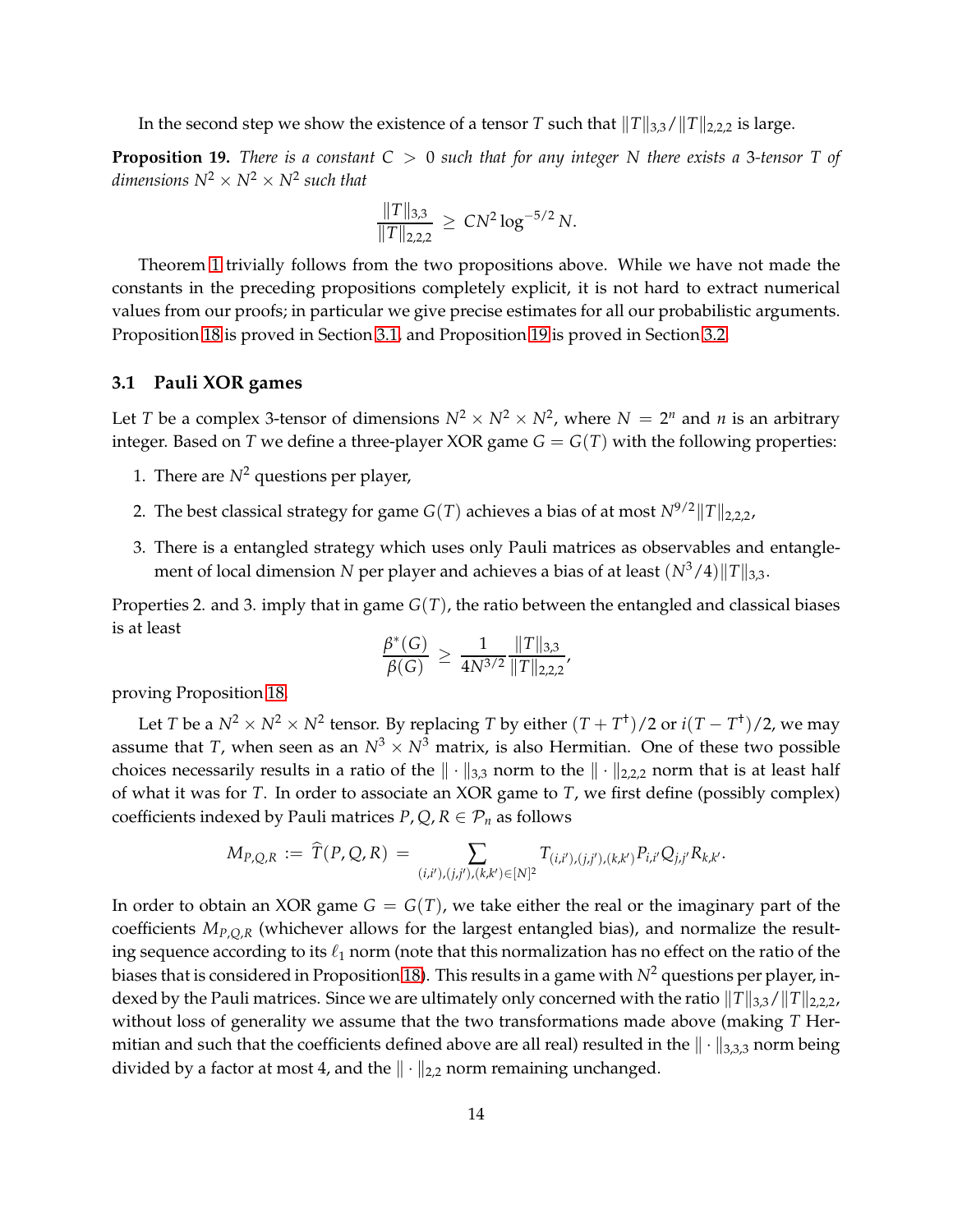In the second step we show the existence of a tensor $T$ such that $\|T\|_{3,3}/\|T\|_{2,2,2}$ is large.

**Proposition 19.** *There is a constant $C > 0$ such that for any integer $N$ there exists a 3-tensor $T$ of dimensions $N^2 \times N^2 \times N^2$ such that*

$$\frac{\|T\|_{3,3}}{\|T\|_{2,2,2}} \geq CN^2 \log^{-5/2} N.$$

Theorem 1 trivially follows from the two propositions above. While we have not made the constants in the preceding propositions completely explicit, it is not hard to extract numerical values from our proofs; in particular we give precise estimates for all our probabilistic arguments. Proposition 18 is proved in Section 3.1, and Proposition 19 is proved in Section 3.2.

### 3.1 Pauli XOR games

Let $T$ be a complex 3-tensor of dimensions $N^2 \times N^2 \times N^2$, where $N = 2^n$ and $n$ is an arbitrary integer. Based on $T$ we define a three-player XOR game $G = G(T)$ with the following properties:

1. There are $N^2$ questions per player,
2. The best classical strategy for game $G(T)$ achieves a bias of at most $N^{9/2}\|T\|_{2,2,2}$,
3. There is a entangled strategy which uses only Pauli matrices as observables and entanglement of local dimension $N$ per player and achieves a bias of at least $(N^3/4)\|T\|_{3,3}$.

Properties 2. and 3. imply that in game $G(T)$, the ratio between the entangled and classical biases is at least

$$\frac{\beta^*(G)}{\beta(G)} \geq \frac{1}{4N^{3/2}} \frac{\|T\|_{3,3}}{\|T\|_{2,2,2}},$$

proving Proposition 18.

Let $T$ be a $N^2 \times N^2 \times N^2$ tensor. By replacing $T$ by either $(T + T^\dagger)/2$ or $i(T - T^\dagger)/2$, we may assume that $T$, when seen as an $N^3 \times N^3$ matrix, is also Hermitian. One of these two possible choices necessarily results in a ratio of the $\|\cdot\|_{3,3}$ norm to the $\|\cdot\|_{2,2,2}$ norm that is at least half of what it was for $T$. In order to associate an XOR game to $T$, we first define (possibly complex) coefficients indexed by Pauli matrices $P, Q, R \in \mathcal{P}_n$ as follows

$$M_{P,Q,R} := \widehat{T}(P,Q,R) = \sum_{(i,i'),(j,j'),(k,k') \in [N]^2} T_{(i,i'),(j,j'),(k,k')} P_{i,i'} Q_{j,j'} R_{k,k'}.$$

In order to obtain an XOR game $G = G(T)$, we take either the real or the imaginary part of the coefficients $M_{P,Q,R}$ (whichever allows for the largest entangled bias), and normalize the resulting sequence according to its $\ell_1$ norm (note that this normalization has no effect on the ratio of the biases that is considered in Proposition 18). This results in a game with $N^2$ questions per player, indexed by the Pauli matrices. Since we are ultimately only concerned with the ratio $\|T\|_{3,3}/\|T\|_{2,2,2}$, without loss of generality we assume that the two transformations made above (making $T$ Hermitian and such that the coefficients defined above are all real) resulted in the $\|\cdot\|_{3,3,3}$ norm being divided by a factor at most 4, and the $\|\cdot\|_{2,2}$ norm remaining unchanged.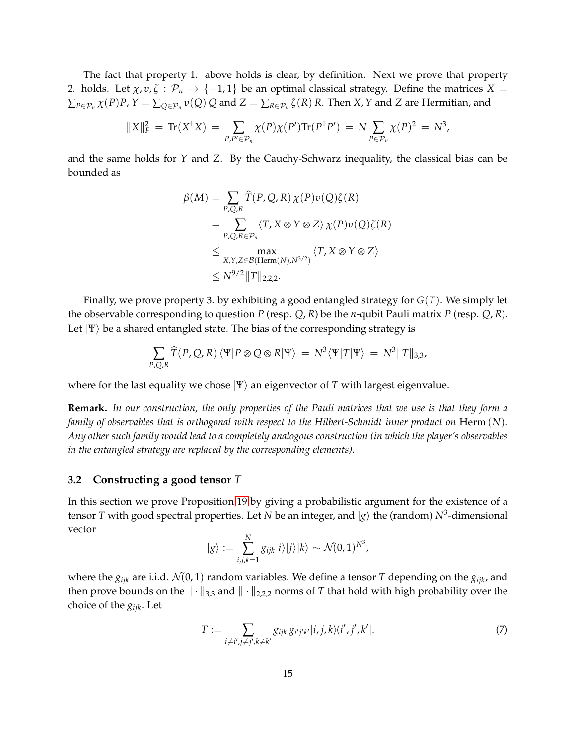The fact that property 1. above holds is clear, by definition. Next we prove that property 2. holds. Let $\chi, \upsilon, \zeta : \mathcal{P}_n \to \{-1, 1\}$ be an optimal classical strategy. Define the matrices $X = \sum_{P \in \mathcal{P}_n} \chi(P) P$, $Y = \sum_{Q \in \mathcal{P}_n} \upsilon(Q)\, Q$ and $Z = \sum_{R \in \mathcal{P}_n} \zeta(R)\, R$. Then $X, Y$ and $Z$ are Hermitian, and

$$\|X\|_F^2 \;=\; \mathrm{Tr}(X^\dagger X) \;=\; \sum_{P,P' \in \mathcal{P}_n} \chi(P)\chi(P')\mathrm{Tr}(P^\dagger P') \;=\; N \sum_{P \in \mathcal{P}_n} \chi(P)^2 \;=\; N^3,$$

and the same holds for $Y$ and $Z$. By the Cauchy-Schwarz inequality, the classical bias can be bounded as

$$\begin{aligned}
\beta(M) &= \sum_{P,Q,R} \widehat{T}(P,Q,R)\, \chi(P)\upsilon(Q)\zeta(R) \\
&= \sum_{P,Q,R \in \mathcal{P}_n} \langle T, X \otimes Y \otimes Z \rangle\, \chi(P)\upsilon(Q)\zeta(R) \\
&\leq \max_{X,Y,Z \in \mathcal{B}(\mathrm{Herm}(N), N^{3/2})} \langle T, X \otimes Y \otimes Z \rangle \\
&\leq N^{9/2} \|T\|_{2,2,2}.
\end{aligned}$$

Finally, we prove property 3. by exhibiting a good entangled strategy for $G(T)$. We simply let the observable corresponding to question $P$ (resp. $Q, R$) be the $n$-qubit Pauli matrix $P$ (resp. $Q, R$). Let $|\Psi\rangle$ be a shared entangled state. The bias of the corresponding strategy is

$$\sum_{P,Q,R} \widehat{T}(P,Q,R)\, \langle \Psi | P \otimes Q \otimes R | \Psi \rangle \;=\; N^3 \langle \Psi | T | \Psi \rangle \;=\; N^3 \|T\|_{3,3},$$

where for the last equality we chose $|\Psi\rangle$ an eigenvector of $T$ with largest eigenvalue.

**Remark.** *In our construction, the only properties of the Pauli matrices that we use is that they form a family of observables that is orthogonal with respect to the Hilbert-Schmidt inner product on* $\mathrm{Herm}\,(N)$*. Any other such family would lead to a completely analogous construction (in which the player's observables in the entangled strategy are replaced by the corresponding elements).*

### 3.2 Constructing a good tensor $T$

In this section we prove Proposition 19 by giving a probabilistic argument for the existence of a tensor $T$ with good spectral properties. Let $N$ be an integer, and $|g\rangle$ the (random) $N^3$-dimensional vector

$$|g\rangle := \sum_{i,j,k=1}^{N} g_{ijk} |i\rangle|j\rangle|k\rangle \sim \mathcal{N}(0,1)^{N^3},$$

where the $g_{ijk}$ are i.i.d. $\mathcal{N}(0,1)$ random variables. We define a tensor $T$ depending on the $g_{ijk}$, and then prove bounds on the $\|\cdot\|_{3,3}$ and $\|\cdot\|_{2,2,2}$ norms of $T$ that hold with high probability over the choice of the $g_{ijk}$. Let

$$T := \sum_{i \neq i', j \neq j', k \neq k'} g_{ijk}\, g_{i'j'k'} |i,j,k\rangle\langle i',j',k'|. \tag{7}$$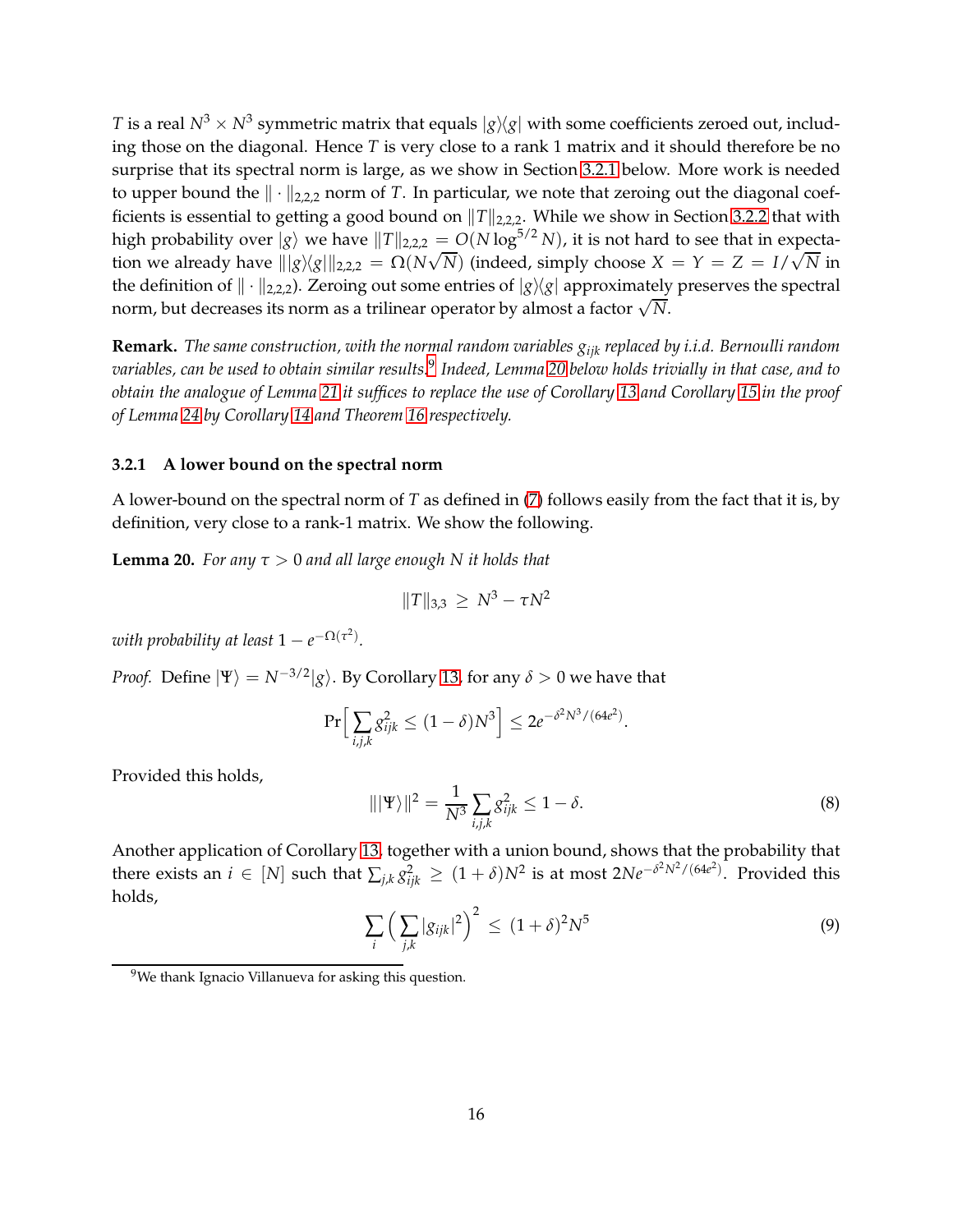$T$ is a real $N^3 \times N^3$ symmetric matrix that equals $|g\rangle\langle g|$ with some coefficients zeroed out, including those on the diagonal. Hence $T$ is very close to a rank 1 matrix and it should therefore be no surprise that its spectral norm is large, as we show in Section 3.2.1 below. More work is needed to upper bound the $\|\cdot\|_{2,2,2}$ norm of $T$. In particular, we note that zeroing out the diagonal coefficients is essential to getting a good bound on $\|T\|_{2,2,2}$. While we show in Section 3.2.2 that with high probability over $|g\rangle$ we have $\|T\|_{2,2,2} = O(N \log^{5/2} N)$, it is not hard to see that in expectation we already have $\||g\rangle\langle g|\|_{2,2,2} = \Omega(N\sqrt{N})$ (indeed, simply choose $X = Y = Z = I/\sqrt{N}$ in the definition of $\|\cdot\|_{2,2,2}$). Zeroing out some entries of $|g\rangle\langle g|$ approximately preserves the spectral norm, but decreases its norm as a trilinear operator by almost a factor $\sqrt{N}$.

**Remark.** *The same construction, with the normal random variables $g_{ijk}$ replaced by i.i.d. Bernoulli random variables, can be used to obtain similar results.*[9] *Indeed, Lemma 20 below holds trivially in that case, and to obtain the analogue of Lemma 21 it suffices to replace the use of Corollary 13 and Corollary 15 in the proof of Lemma 24 by Corollary 14 and Theorem 16 respectively.*

### 3.2.1 A lower bound on the spectral norm

A lower-bound on the spectral norm of $T$ as defined in (7) follows easily from the fact that it is, by definition, very close to a rank-1 matrix. We show the following.

**Lemma 20.** *For any $\tau > 0$ and all large enough $N$ it holds that*

$$\|T\|_{3,3} \geq N^3 - \tau N^2$$

*with probability at least $1 - e^{-\Omega(\tau^2)}$.*

*Proof.* Define $|\Psi\rangle = N^{-3/2}|g\rangle$. By Corollary 13, for any $\delta > 0$ we have that

$$\Pr\Big[\sum_{i,j,k} g_{ijk}^2 \leq (1-\delta)N^3\Big] \leq 2e^{-\delta^2 N^3/(64e^2)}.$$

Provided this holds,

$$\||\Psi\rangle\|^2 = \frac{1}{N^3}\sum_{i,j,k} g_{ijk}^2 \leq 1 - \delta. \tag{8}$$

Another application of Corollary 13, together with a union bound, shows that the probability that there exists an $i \in [N]$ such that $\sum_{j,k} g_{ijk}^2 \geq (1+\delta)N^2$ is at most $2Ne^{-\delta^2 N^2/(64e^2)}$. Provided this holds,

$$\sum_i \Big(\sum_{j,k} |g_{ijk}|^2\Big)^2 \leq (1+\delta)^2 N^5 \tag{9}$$

[9] We thank Ignacio Villanueva for asking this question.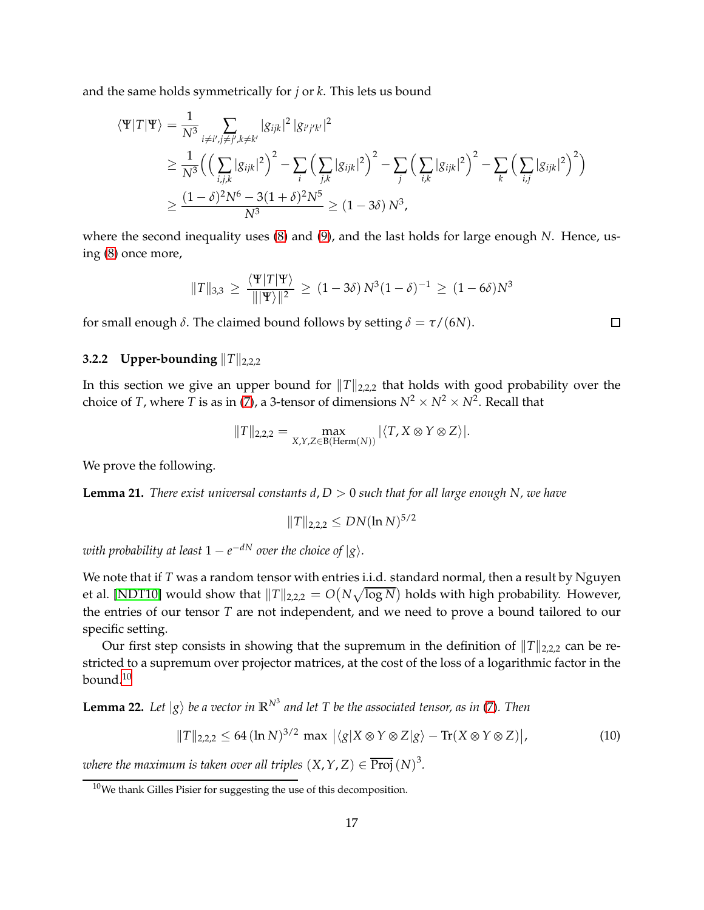and the same holds symmetrically for $j$ or $k$. This lets us bound

$$
\begin{aligned}
\langle \Psi | T | \Psi \rangle &= \frac{1}{N^3} \sum_{i \neq i', j \neq j', k \neq k'} |g_{ijk}|^2 \, |g_{i'j'k'}|^2 \\
&\geq \frac{1}{N^3} \Big( \Big( \sum_{i,j,k} |g_{ijk}|^2 \Big)^2 - \sum_i \Big( \sum_{j,k} |g_{ijk}|^2 \Big)^2 - \sum_j \Big( \sum_{i,k} |g_{ijk}|^2 \Big)^2 - \sum_k \Big( \sum_{i,j} |g_{ijk}|^2 \Big)^2 \Big) \\
&\geq \frac{(1-\delta)^2 N^6 - 3(1+\delta)^2 N^5}{N^3} \geq (1 - 3\delta)\, N^3,
\end{aligned}
$$

where the second inequality uses (8) and (9), and the last holds for large enough $N$. Hence, using (8) once more,

$$
\|T\|_{3,3} \;\geq\; \frac{\langle \Psi | T | \Psi \rangle}{\| |\Psi\rangle \|^2} \;\geq\; (1 - 3\delta)\, N^3 (1-\delta)^{-1} \;\geq\; (1 - 6\delta) N^3
$$

for small enough $\delta$. The claimed bound follows by setting $\delta = \tau/(6N)$. □

#### 3.2.2 Upper-bounding $\|T\|_{2,2,2}$

In this section we give an upper bound for $\|T\|_{2,2,2}$ that holds with good probability over the choice of $T$, where $T$ is as in (7), a 3-tensor of dimensions $N^2 \times N^2 \times N^2$. Recall that

$$
\|T\|_{2,2,2} = \max_{X,Y,Z \in \mathrm{B}(\mathrm{Herm}(N))} |\langle T, X \otimes Y \otimes Z \rangle|.
$$

We prove the following.

**Lemma 21.** *There exist universal constants $d, D > 0$ such that for all large enough $N$, we have*

$$
\|T\|_{2,2,2} \leq D N (\ln N)^{5/2}
$$

*with probability at least $1 - e^{-dN}$ over the choice of $|g\rangle$.*

We note that if $T$ was a random tensor with entries i.i.d. standard normal, then a result by Nguyen et al. [NDT10] would show that $\|T\|_{2,2,2} = O\big(N\sqrt{\log N}\big)$ holds with high probability. However, the entries of our tensor $T$ are not independent, and we need to prove a bound tailored to our specific setting.

Our first step consists in showing that the supremum in the definition of $\|T\|_{2,2,2}$ can be restricted to a supremum over projector matrices, at the cost of the loss of a logarithmic factor in the bound.[10]

**Lemma 22.** *Let $|g\rangle$ be a vector in $\mathbb{R}^{N^3}$ and let $T$ be the associated tensor, as in (7). Then*

$$
\|T\|_{2,2,2} \leq 64\,(\ln N)^{3/2} \,\max\, \big|\langle g | X \otimes Y \otimes Z | g \rangle - \mathrm{Tr}(X \otimes Y \otimes Z)\big|, \tag{10}
$$

*where the maximum is taken over all triples $(X, Y, Z) \in \overline{\mathrm{Proj}}\,(N)^3$.*

[10] We thank Gilles Pisier for suggesting the use of this decomposition.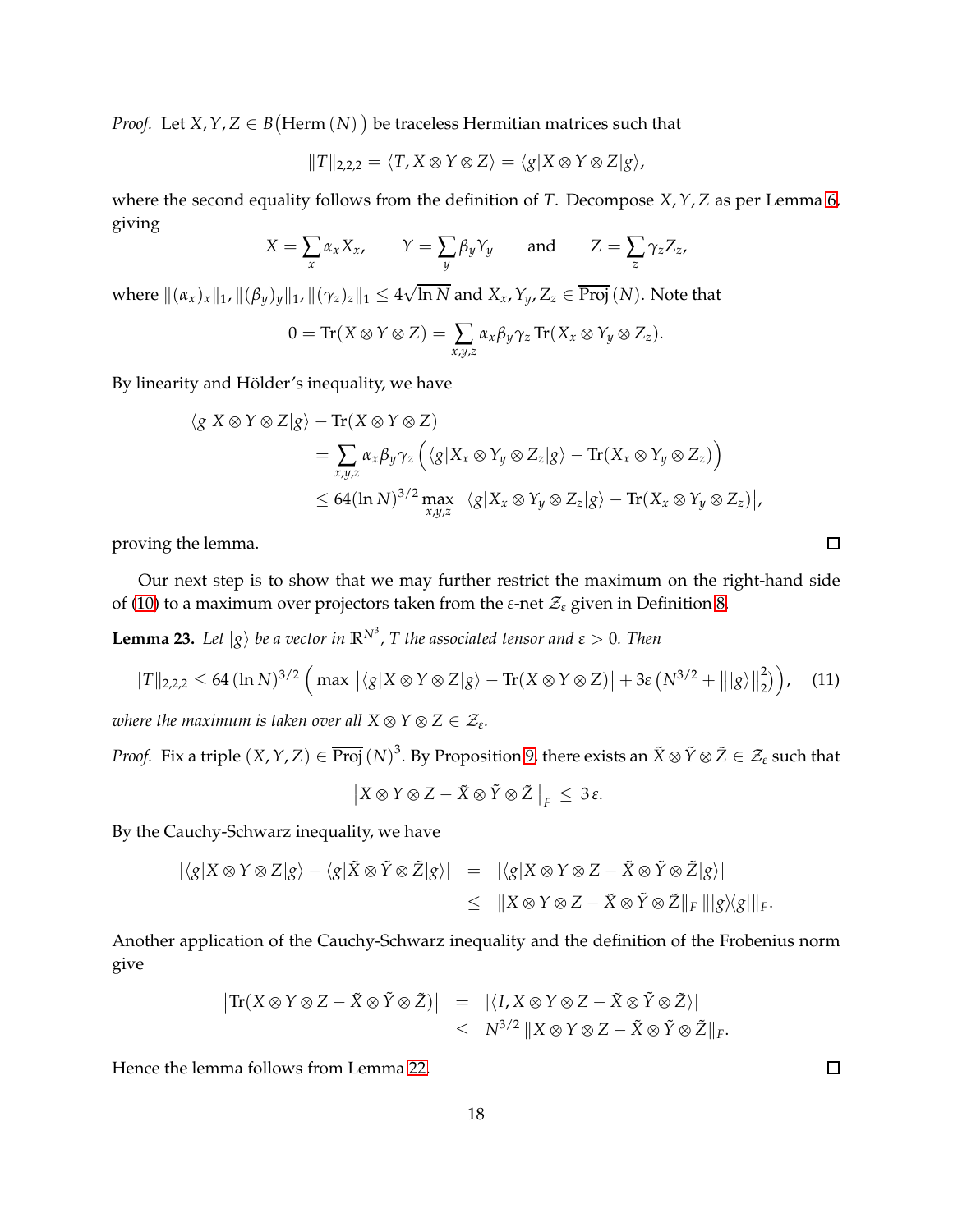*Proof.* Let $X, Y, Z \in B\big(\mathrm{Herm}\,(N)\big)$ be traceless Hermitian matrices such that

$$\|T\|_{2,2,2} = \langle T, X \otimes Y \otimes Z\rangle = \langle g|X \otimes Y \otimes Z|g\rangle,$$

where the second equality follows from the definition of $T$. Decompose $X, Y, Z$ as per Lemma 6, giving

$$X = \sum_x \alpha_x X_x, \qquad Y = \sum_y \beta_y Y_y \qquad \text{and} \qquad Z = \sum_z \gamma_z Z_z,$$

where $\|(\alpha_x)_x\|_1, \|(\beta_y)_y\|_1, \|(\gamma_z)_z\|_1 \leq 4\sqrt{\ln N}$ and $X_x, Y_y, Z_z \in \overline{\mathrm{Proj}}\,(N)$. Note that

$$0 = \mathrm{Tr}(X \otimes Y \otimes Z) = \sum_{x,y,z} \alpha_x \beta_y \gamma_z \, \mathrm{Tr}(X_x \otimes Y_y \otimes Z_z).$$

By linearity and Hölder's inequality, we have

$$\begin{aligned}
\langle g|X \otimes Y \otimes Z|g\rangle &- \mathrm{Tr}(X \otimes Y \otimes Z) \\
&= \sum_{x,y,z} \alpha_x \beta_y \gamma_z \Big( \langle g|X_x \otimes Y_y \otimes Z_z|g\rangle - \mathrm{Tr}(X_x \otimes Y_y \otimes Z_z) \Big) \\
&\leq 64(\ln N)^{3/2} \max_{x,y,z} \big| \langle g|X_x \otimes Y_y \otimes Z_z|g\rangle - \mathrm{Tr}(X_x \otimes Y_y \otimes Z_z) \big|,
\end{aligned}$$

proving the lemma. $\square$

Our next step is to show that we may further restrict the maximum on the right-hand side of (10) to a maximum over projectors taken from the $\varepsilon$-net $\mathcal{Z}_\varepsilon$ given in Definition 8.

**Lemma 23.** *Let $|g\rangle$ be a vector in $\mathbb{R}^{N^3}$, $T$ the associated tensor and $\varepsilon > 0$. Then*

$$\|T\|_{2,2,2} \leq 64\,(\ln N)^{3/2} \Big( \max \big|\langle g|X \otimes Y \otimes Z|g\rangle - \mathrm{Tr}(X \otimes Y \otimes Z)\big| + 3\varepsilon \left(N^{3/2} + \||g\rangle\|_2^2\right) \Big), \qquad (11)$$

*where the maximum is taken over all $X \otimes Y \otimes Z \in \mathcal{Z}_\varepsilon$.*

*Proof.* Fix a triple $(X, Y, Z) \in \overline{\mathrm{Proj}}\,(N)^3$. By Proposition 9, there exists an $\tilde{X} \otimes \tilde{Y} \otimes \tilde{Z} \in \mathcal{Z}_\varepsilon$ such that

$$\big\|X \otimes Y \otimes Z - \tilde{X} \otimes \tilde{Y} \otimes \tilde{Z}\big\|_F \leq 3\,\varepsilon.$$

By the Cauchy-Schwarz inequality, we have

$$\begin{aligned}
|\langle g|X \otimes Y \otimes Z|g\rangle - \langle g|\tilde{X} \otimes \tilde{Y} \otimes \tilde{Z}|g\rangle| &= |\langle g|X \otimes Y \otimes Z - \tilde{X} \otimes \tilde{Y} \otimes \tilde{Z}|g\rangle| \\
&\leq \|X \otimes Y \otimes Z - \tilde{X} \otimes \tilde{Y} \otimes \tilde{Z}\|_F \, \||g\rangle\langle g|\|_F.
\end{aligned}$$

Another application of the Cauchy-Schwarz inequality and the definition of the Frobenius norm give

$$\begin{aligned}
\big|\mathrm{Tr}(X \otimes Y \otimes Z - \tilde{X} \otimes \tilde{Y} \otimes \tilde{Z})\big| &= |\langle I, X \otimes Y \otimes Z - \tilde{X} \otimes \tilde{Y} \otimes \tilde{Z}\rangle| \\
&\leq N^{3/2} \, \|X \otimes Y \otimes Z - \tilde{X} \otimes \tilde{Y} \otimes \tilde{Z}\|_F.
\end{aligned}$$

Hence the lemma follows from Lemma 22. $\square$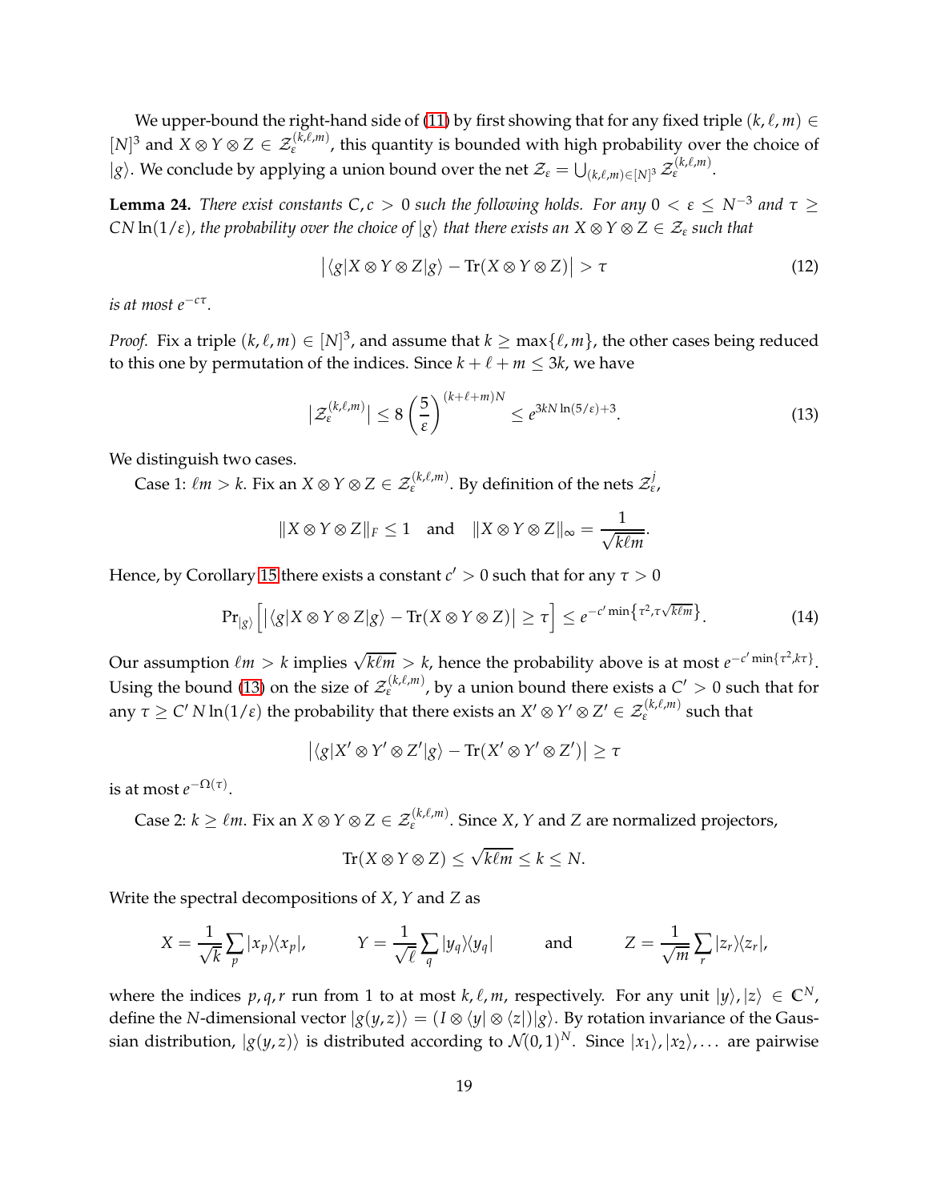We upper-bound the right-hand side of (11) by first showing that for any fixed triple $(k, \ell, m) \in [N]^3$ and $X \otimes Y \otimes Z \in \mathcal{Z}_\varepsilon^{(k,\ell,m)}$, this quantity is bounded with high probability over the choice of $|g\rangle$. We conclude by applying a union bound over the net $\mathcal{Z}_\varepsilon = \bigcup_{(k,\ell,m)\in[N]^3} \mathcal{Z}_\varepsilon^{(k,\ell,m)}$.

**Lemma 24.** *There exist constants $C, c > 0$ such the following holds. For any $0 < \varepsilon \leq N^{-3}$ and $\tau \geq CN\ln(1/\varepsilon)$, the probability over the choice of $|g\rangle$ that there exists an $X \otimes Y \otimes Z \in \mathcal{Z}_\varepsilon$ such that*

$$\big|\langle g|X \otimes Y \otimes Z|g\rangle - \mathrm{Tr}(X \otimes Y \otimes Z)\big| > \tau \tag{12}$$

*is at most $e^{-c\tau}$.*

*Proof.* Fix a triple $(k, \ell, m) \in [N]^3$, and assume that $k \geq \max\{\ell, m\}$, the other cases being reduced to this one by permutation of the indices. Since $k + \ell + m \leq 3k$, we have

$$\big|\mathcal{Z}_\varepsilon^{(k,\ell,m)}\big| \leq 8\left(\frac{5}{\varepsilon}\right)^{(k+\ell+m)N} \leq e^{3kN\ln(5/\varepsilon)+3}. \tag{13}$$

We distinguish two cases.

Case 1: $\ell m > k$. Fix an $X \otimes Y \otimes Z \in \mathcal{Z}_\varepsilon^{(k,\ell,m)}$. By definition of the nets $\mathcal{Z}_\varepsilon^j$,

$$\|X \otimes Y \otimes Z\|_F \leq 1 \quad \text{and} \quad \|X \otimes Y \otimes Z\|_\infty = \frac{1}{\sqrt{k\ell m}}.$$

Hence, by Corollary 15 there exists a constant $c' > 0$ such that for any $\tau > 0$

$$\Pr_{|g\rangle}\Big[\big|\langle g|X \otimes Y \otimes Z|g\rangle - \mathrm{Tr}(X \otimes Y \otimes Z)\big| \geq \tau\Big] \leq e^{-c'\min\{\tau^2, \tau\sqrt{k\ell m}\}}. \tag{14}$$

Our assumption $\ell m > k$ implies $\sqrt{k\ell m} > k$, hence the probability above is at most $e^{-c'\min\{\tau^2, k\tau\}}$. Using the bound (13) on the size of $\mathcal{Z}_\varepsilon^{(k,\ell,m)}$, by a union bound there exists a $C' > 0$ such that for any $\tau \geq C' N\ln(1/\varepsilon)$ the probability that there exists an $X' \otimes Y' \otimes Z' \in \mathcal{Z}_\varepsilon^{(k,\ell,m)}$ such that

$$\big|\langle g|X' \otimes Y' \otimes Z'|g\rangle - \mathrm{Tr}(X' \otimes Y' \otimes Z')\big| \geq \tau$$

is at most $e^{-\Omega(\tau)}$.

Case 2: $k \geq \ell m$. Fix an $X \otimes Y \otimes Z \in \mathcal{Z}_\varepsilon^{(k,\ell,m)}$. Since $X$, $Y$ and $Z$ are normalized projectors,

$$\mathrm{Tr}(X \otimes Y \otimes Z) \leq \sqrt{k\ell m} \leq k \leq N.$$

Write the spectral decompositions of $X$, $Y$ and $Z$ as

$$X = \frac{1}{\sqrt{k}}\sum_p |x_p\rangle\langle x_p|, \qquad Y = \frac{1}{\sqrt{\ell}}\sum_q |y_q\rangle\langle y_q| \qquad \text{and} \qquad Z = \frac{1}{\sqrt{m}}\sum_r |z_r\rangle\langle z_r|,$$

where the indices $p, q, r$ run from 1 to at most $k, \ell, m$, respectively. For any unit $|y\rangle, |z\rangle \in \mathbb{C}^N$, define the $N$-dimensional vector $|g(y,z)\rangle = (I \otimes \langle y| \otimes \langle z|)|g\rangle$. By rotation invariance of the Gaussian distribution, $|g(y,z)\rangle$ is distributed according to $\mathcal{N}(0,1)^N$. Since $|x_1\rangle, |x_2\rangle, \ldots$ are pairwise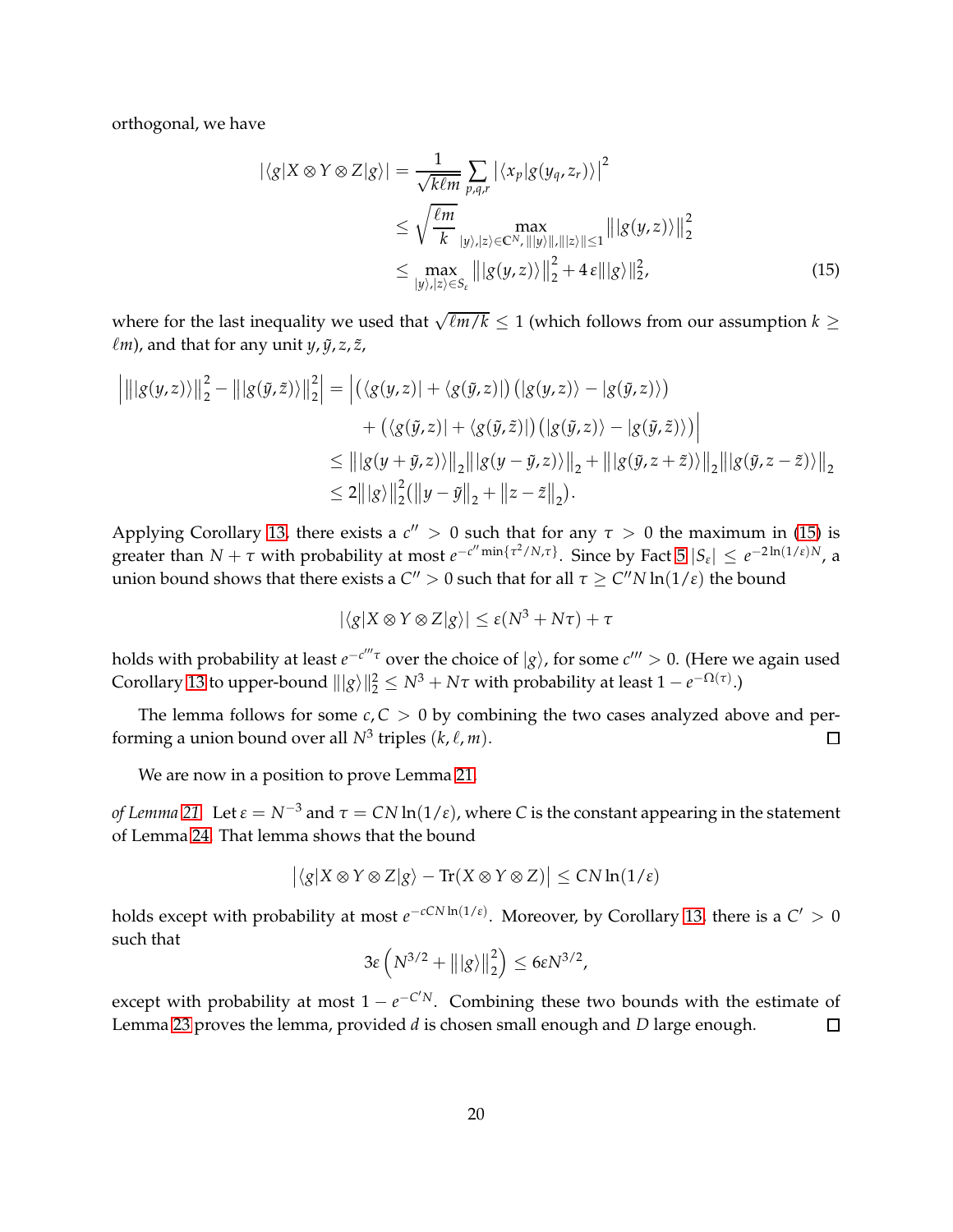orthogonal, we have

$$
\begin{aligned}
|\langle g|X\otimes Y\otimes Z|g\rangle| &= \frac{1}{\sqrt{k\ell m}}\sum_{p,q,r}\left|\langle x_p|g(y_q,z_r)\rangle\right|^2 \\
&\leq \sqrt{\frac{\ell m}{k}} \max_{|y\rangle,|z\rangle\in\mathbb{C}^N,\,\||y\rangle\|,\||z\rangle\|\leq 1} \big\||g(y,z)\rangle\big\|_2^2 \\
&\leq \max_{|y\rangle,|z\rangle\in S_\varepsilon} \big\||g(y,z)\rangle\big\|_2^2 + 4\,\varepsilon\||g\rangle\|_2^2, 
\end{aligned}
\tag{15}
$$

where for the last inequality we used that $\sqrt{\ell m/k}\leq 1$ (which follows from our assumption $k\geq \ell m$), and that for any unit $y,\tilde{y},z,\tilde{z}$,

$$
\begin{aligned}
\Big|\big\||g(y,z)\rangle\big\|_2^2 - \big\||g(\tilde{y},\tilde{z})\rangle\big\|_2^2\Big| &= \Big|\big(\langle g(y,z)| + \langle g(\tilde{y},z)|\big)\big(|g(y,z)\rangle - |g(\tilde{y},z)\rangle\big) \\
&\qquad + \big(\langle g(\tilde{y},z)| + \langle g(\tilde{y},\tilde{z})|\big)\big(|g(\tilde{y},z)\rangle - |g(\tilde{y},\tilde{z})\rangle\big)\Big| \\
&\leq \big\||g(y+\tilde{y},z)\rangle\big\|_2\big\||g(y-\tilde{y},z)\rangle\big\|_2 + \big\||g(\tilde{y},z+\tilde{z})\rangle\big\|_2\big\||g(\tilde{y},z-\tilde{z})\rangle\big\|_2 \\
&\leq 2\big\||g\rangle\big\|_2^2\big(\|y-\tilde{y}\|_2 + \|z-\tilde{z}\|_2\big).
\end{aligned}
$$

Applying Corollary 13, there exists a $c''>0$ such that for any $\tau>0$ the maximum in (15) is greater than $N+\tau$ with probability at most $e^{-c''\min\{\tau^2/N,\tau\}}$. Since by Fact 5 $|S_\varepsilon|\leq e^{-2\ln(1/\varepsilon)N}$, a union bound shows that there exists a $C''>0$ such that for all $\tau\geq C''N\ln(1/\varepsilon)$ the bound

$$
|\langle g|X\otimes Y\otimes Z|g\rangle| \leq \varepsilon(N^3+N\tau)+\tau
$$

holds with probability at least $e^{-c'''\tau}$ over the choice of $|g\rangle$, for some $c'''>0$. (Here we again used Corollary 13 to upper-bound $\||g\rangle\|_2^2\leq N^3+N\tau$ with probability at least $1-e^{-\Omega(\tau)}$.)

The lemma follows for some $c,C>0$ by combining the two cases analyzed above and performing a union bound over all $N^3$ triples $(k,\ell,m)$. ◻

We are now in a position to prove Lemma 21.

*of Lemma 21.* Let $\varepsilon=N^{-3}$ and $\tau=CN\ln(1/\varepsilon)$, where $C$ is the constant appearing in the statement of Lemma 24. That lemma shows that the bound

$$
\big|\langle g|X\otimes Y\otimes Z|g\rangle - \mathrm{Tr}(X\otimes Y\otimes Z)\big| \leq CN\ln(1/\varepsilon)
$$

holds except with probability at most $e^{-cCN\ln(1/\varepsilon)}$. Moreover, by Corollary 13, there is a $C'>0$ such that

$$
3\varepsilon\left(N^{3/2}+\big\||g\rangle\big\|_2^2\right) \leq 6\varepsilon N^{3/2},
$$

except with probability at most $1-e^{-C'N}$. Combining these two bounds with the estimate of Lemma 23 proves the lemma, provided $d$ is chosen small enough and $D$ large enough. ◻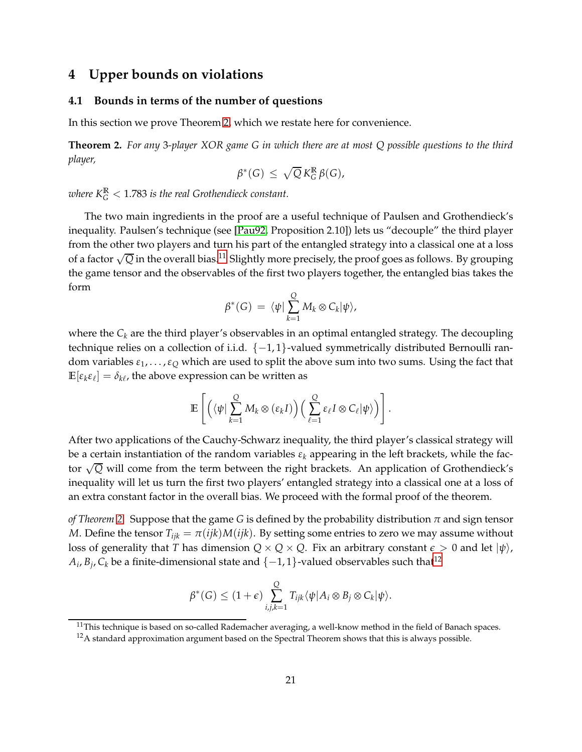# 4 Upper bounds on violations

## 4.1 Bounds in terms of the number of questions

In this section we prove Theorem 2, which we restate here for convenience.

**Theorem 2.** *For any 3-player XOR game $G$ in which there are at most $Q$ possible questions to the third player,*

$$\beta^*(G) \;\le\; \sqrt{Q}\, K_G^{\mathbb{R}}\, \beta(G),$$

*where $K_G^{\mathbb{R}} < 1.783$ is the real Grothendieck constant.*

The two main ingredients in the proof are a useful technique of Paulsen and Grothendieck's inequality. Paulsen's technique (see [Pau92, Proposition 2.10]) lets us "decouple" the third player from the other two players and turn his part of the entangled strategy into a classical one at a loss of a factor $\sqrt{Q}$ in the overall bias.[11] Slightly more precisely, the proof goes as follows. By grouping the game tensor and the observables of the first two players together, the entangled bias takes the form

$$\beta^*(G) \;=\; \langle\psi|\sum_{k=1}^{Q} M_k \otimes C_k|\psi\rangle,$$

where the $C_k$ are the third player's observables in an optimal entangled strategy. The decoupling technique relies on a collection of i.i.d. $\{-1,1\}$-valued symmetrically distributed Bernoulli random variables $\varepsilon_1, \ldots, \varepsilon_Q$ which are used to split the above sum into two sums. Using the fact that $\mathbb{E}[\varepsilon_k \varepsilon_\ell] = \delta_{k\ell}$, the above expression can be written as

$$\mathbb{E}\left[\Big(\langle\psi|\sum_{k=1}^{Q} M_k \otimes (\varepsilon_k I)\Big)\Big(\sum_{\ell=1}^{Q} \varepsilon_\ell I \otimes C_\ell|\psi\rangle\Big)\right].$$

After two applications of the Cauchy-Schwarz inequality, the third player's classical strategy will be a certain instantiation of the random variables $\varepsilon_k$ appearing in the left brackets, while the factor $\sqrt{Q}$ will come from the term between the right brackets. An application of Grothendieck's inequality will let us turn the first two players' entangled strategy into a classical one at a loss of an extra constant factor in the overall bias. We proceed with the formal proof of the theorem.

*of Theorem 2.* Suppose that the game $G$ is defined by the probability distribution $\pi$ and sign tensor $M$. Define the tensor $T_{ijk} = \pi(ijk)M(ijk)$. By setting some entries to zero we may assume without loss of generality that $T$ has dimension $Q \times Q \times Q$. Fix an arbitrary constant $\epsilon > 0$ and let $|\psi\rangle$, $A_i, B_j, C_k$ be a finite-dimensional state and $\{-1,1\}$-valued observables such that[12]

$$\beta^*(G) \le (1+\epsilon)\sum_{i,j,k=1}^{Q} T_{ijk}\langle\psi|A_i \otimes B_j \otimes C_k|\psi\rangle.$$

[11] This technique is based on so-called Rademacher averaging, a well-know method in the field of Banach spaces.

[12] A standard approximation argument based on the Spectral Theorem shows that this is always possible.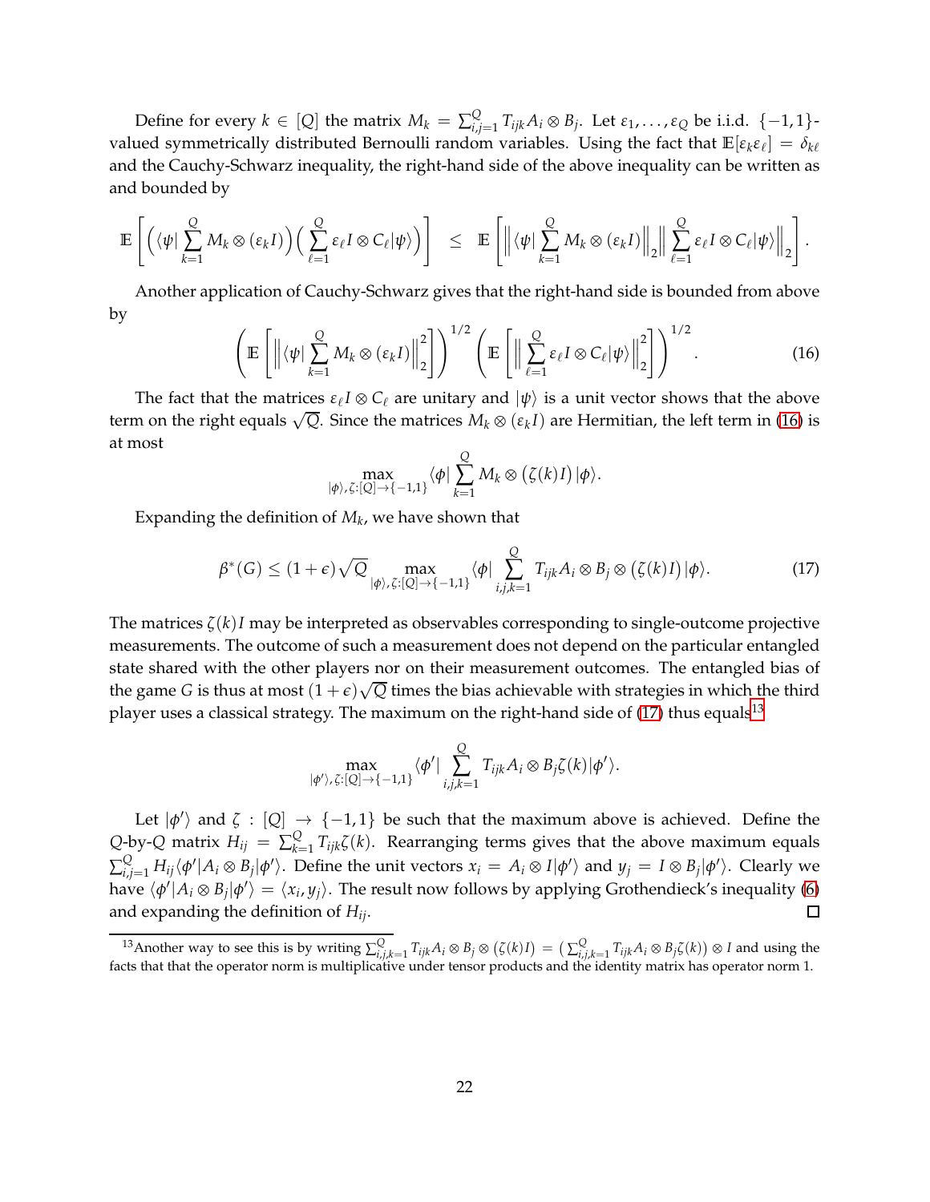Define for every $k \in [Q]$ the matrix $M_k = \sum_{i,j=1}^{Q} T_{ijk} A_i \otimes B_j$. Let $\varepsilon_1, \ldots, \varepsilon_Q$ be i.i.d. $\{-1,1\}$-valued symmetrically distributed Bernoulli random variables. Using the fact that $\mathbb{E}[\varepsilon_k \varepsilon_\ell] = \delta_{k\ell}$ and the Cauchy-Schwarz inequality, the right-hand side of the above inequality can be written as and bounded by

$$\mathbb{E}\left[\Big(\langle\psi| \sum_{k=1}^{Q} M_k \otimes (\varepsilon_k I)\Big)\Big(\sum_{\ell=1}^{Q} \varepsilon_\ell I \otimes C_\ell |\psi\rangle\Big)\right] \;\leq\; \mathbb{E}\left[\Big\|\langle\psi| \sum_{k=1}^{Q} M_k \otimes (\varepsilon_k I)\Big\|_2 \Big\|\sum_{\ell=1}^{Q} \varepsilon_\ell I \otimes C_\ell |\psi\rangle\Big\|_2\right].$$

Another application of Cauchy-Schwarz gives that the right-hand side is bounded from above by

$$\left(\mathbb{E}\left[\Big\|\langle\psi| \sum_{k=1}^{Q} M_k \otimes (\varepsilon_k I)\Big\|_2^2\right]\right)^{1/2} \left(\mathbb{E}\left[\Big\|\sum_{\ell=1}^{Q} \varepsilon_\ell I \otimes C_\ell |\psi\rangle\Big\|_2^2\right]\right)^{1/2}. \tag{16}$$

The fact that the matrices $\varepsilon_\ell I \otimes C_\ell$ are unitary and $|\psi\rangle$ is a unit vector shows that the above term on the right equals $\sqrt{Q}$. Since the matrices $M_k \otimes (\varepsilon_k I)$ are Hermitian, the left term in (16) is at most

$$\max_{|\phi\rangle, \zeta:[Q]\to\{-1,1\}} \langle\phi| \sum_{k=1}^{Q} M_k \otimes \big(\zeta(k) I\big) |\phi\rangle.$$

Expanding the definition of $M_k$, we have shown that

$$\beta^*(G) \leq (1+\epsilon)\sqrt{Q} \max_{|\phi\rangle, \zeta:[Q]\to\{-1,1\}} \langle\phi| \sum_{i,j,k=1}^{Q} T_{ijk} A_i \otimes B_j \otimes \big(\zeta(k) I\big) |\phi\rangle. \tag{17}$$

The matrices $\zeta(k)I$ may be interpreted as observables corresponding to single-outcome projective measurements. The outcome of such a measurement does not depend on the particular entangled state shared with the other players nor on their measurement outcomes. The entangled bias of the game $G$ is thus at most $(1+\epsilon)\sqrt{Q}$ times the bias achievable with strategies in which the third player uses a classical strategy. The maximum on the right-hand side of (17) thus equals[13]

$$\max_{|\phi'\rangle, \zeta:[Q]\to\{-1,1\}} \langle\phi'| \sum_{i,j,k=1}^{Q} T_{ijk} A_i \otimes B_j \zeta(k) |\phi'\rangle.$$

Let $|\phi'\rangle$ and $\zeta : [Q] \to \{-1,1\}$ be such that the maximum above is achieved. Define the $Q$-by-$Q$ matrix $H_{ij} = \sum_{k=1}^{Q} T_{ijk}\zeta(k)$. Rearranging terms gives that the above maximum equals $\sum_{i,j=1}^{Q} H_{ij} \langle\phi'|A_i \otimes B_j|\phi'\rangle$. Define the unit vectors $x_i = A_i \otimes I|\phi'\rangle$ and $y_j = I \otimes B_j|\phi'\rangle$. Clearly we have $\langle\phi'|A_i \otimes B_j|\phi'\rangle = \langle x_i, y_j\rangle$. The result now follows by applying Grothendieck's inequality (6) and expanding the definition of $H_{ij}$. $\square$

[13] Another way to see this is by writing $\sum_{i,j,k=1}^{Q} T_{ijk} A_i \otimes B_j \otimes \big(\zeta(k)I\big) = \big(\sum_{i,j,k=1}^{Q} T_{ijk} A_i \otimes B_j \zeta(k)\big) \otimes I$ and using the facts that that the operator norm is multiplicative under tensor products and the identity matrix has operator norm 1.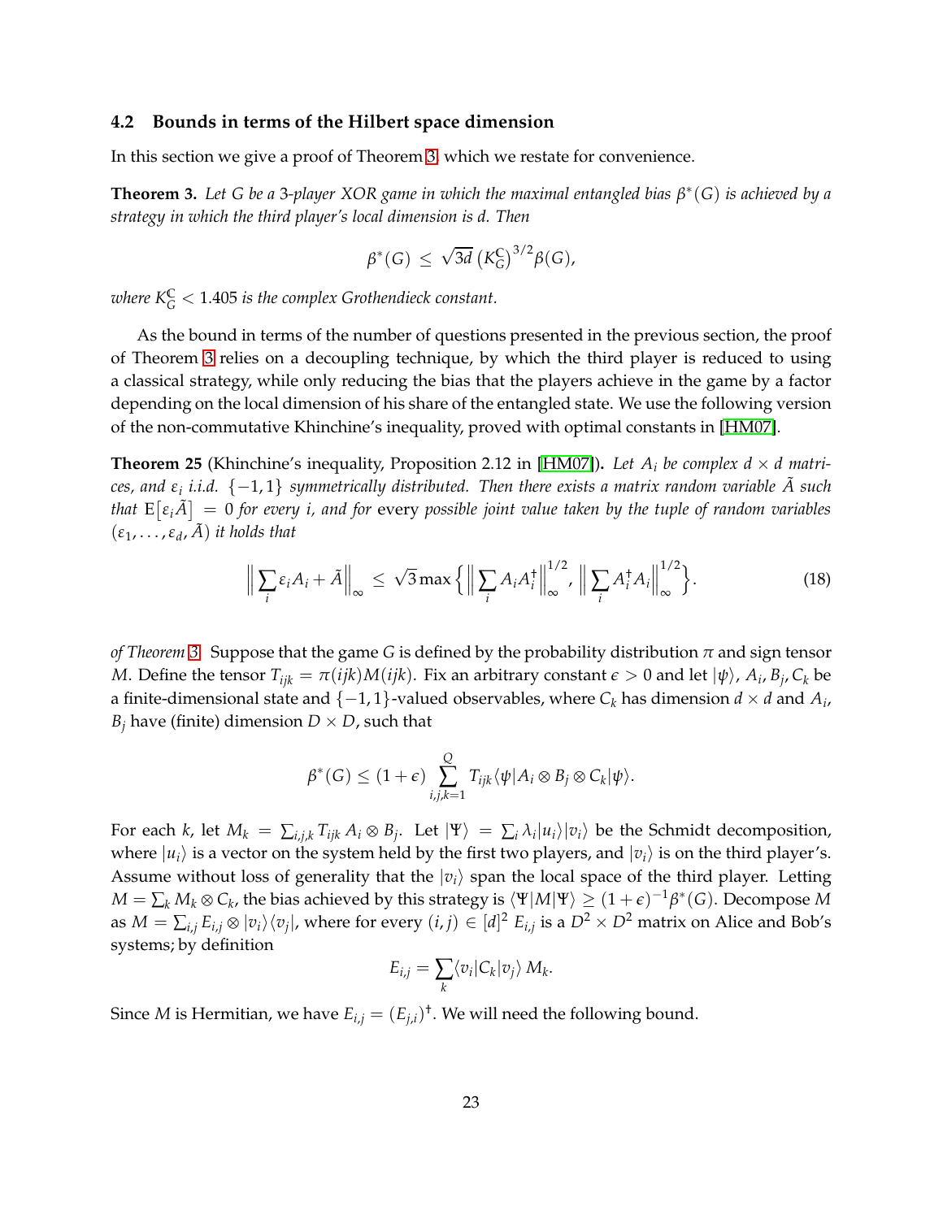### 4.2 Bounds in terms of the Hilbert space dimension

In this section we give a proof of Theorem 3, which we restate for convenience.

**Theorem 3.** *Let $G$ be a 3-player XOR game in which the maximal entangled bias $\beta^*(G)$ is achieved by a strategy in which the third player's local dimension is $d$. Then*

$$\beta^*(G) \leq \sqrt{3d}\,\big(K_G^{\mathbb{C}}\big)^{3/2}\beta(G),$$

*where $K_G^{\mathbb{C}} < 1.405$ is the complex Grothendieck constant.*

As the bound in terms of the number of questions presented in the previous section, the proof of Theorem 3 relies on a decoupling technique, by which the third player is reduced to using a classical strategy, while only reducing the bias that the players achieve in the game by a factor depending on the local dimension of his share of the entangled state. We use the following version of the non-commutative Khinchine's inequality, proved with optimal constants in [HM07].

**Theorem 25** (Khinchine's inequality, Proposition 2.12 in [HM07]). *Let $A_i$ be complex $d \times d$ matrices, and $\varepsilon_i$ i.i.d. $\{-1,1\}$ symmetrically distributed. Then there exists a matrix random variable $\tilde{A}$ such that $\mathrm{E}\big[\varepsilon_i \tilde{A}\big] = 0$ for every $i$, and for* every *possible joint value taken by the tuple of random variables $(\varepsilon_1, \ldots, \varepsilon_d, \tilde{A})$ it holds that*

$$\Big\| \sum_i \varepsilon_i A_i + \tilde{A} \Big\|_\infty \leq \sqrt{3} \max\Big\{ \Big\| \sum_i A_i A_i^\dagger \Big\|_\infty^{1/2}, \Big\| \sum_i A_i^\dagger A_i \Big\|_\infty^{1/2} \Big\}. \tag{18}$$

*of Theorem 3.* Suppose that the game $G$ is defined by the probability distribution $\pi$ and sign tensor $M$. Define the tensor $T_{ijk} = \pi(ijk)M(ijk)$. Fix an arbitrary constant $\epsilon > 0$ and let $|\psi\rangle$, $A_i, B_j, C_k$ be a finite-dimensional state and $\{-1,1\}$-valued observables, where $C_k$ has dimension $d \times d$ and $A_i$, $B_j$ have (finite) dimension $D \times D$, such that

$$\beta^*(G) \leq (1+\epsilon) \sum_{i,j,k=1}^{Q} T_{ijk} \langle \psi | A_i \otimes B_j \otimes C_k | \psi \rangle.$$

For each $k$, let $M_k = \sum_{i,j,k} T_{ijk}\, A_i \otimes B_j$. Let $|\Psi\rangle = \sum_i \lambda_i |u_i\rangle|v_i\rangle$ be the Schmidt decomposition, where $|u_i\rangle$ is a vector on the system held by the first two players, and $|v_i\rangle$ is on the third player's. Assume without loss of generality that the $|v_i\rangle$ span the local space of the third player. Letting $M = \sum_k M_k \otimes C_k$, the bias achieved by this strategy is $\langle \Psi | M | \Psi \rangle \geq (1+\epsilon)^{-1}\beta^*(G)$. Decompose $M$ as $M = \sum_{i,j} E_{i,j} \otimes |v_i\rangle\langle v_j|$, where for every $(i,j) \in [d]^2$ $E_{i,j}$ is a $D^2 \times D^2$ matrix on Alice and Bob's systems; by definition

$$E_{i,j} = \sum_k \langle v_i | C_k | v_j \rangle\, M_k.$$

Since $M$ is Hermitian, we have $E_{i,j} = (E_{j,i})^\dagger$. We will need the following bound.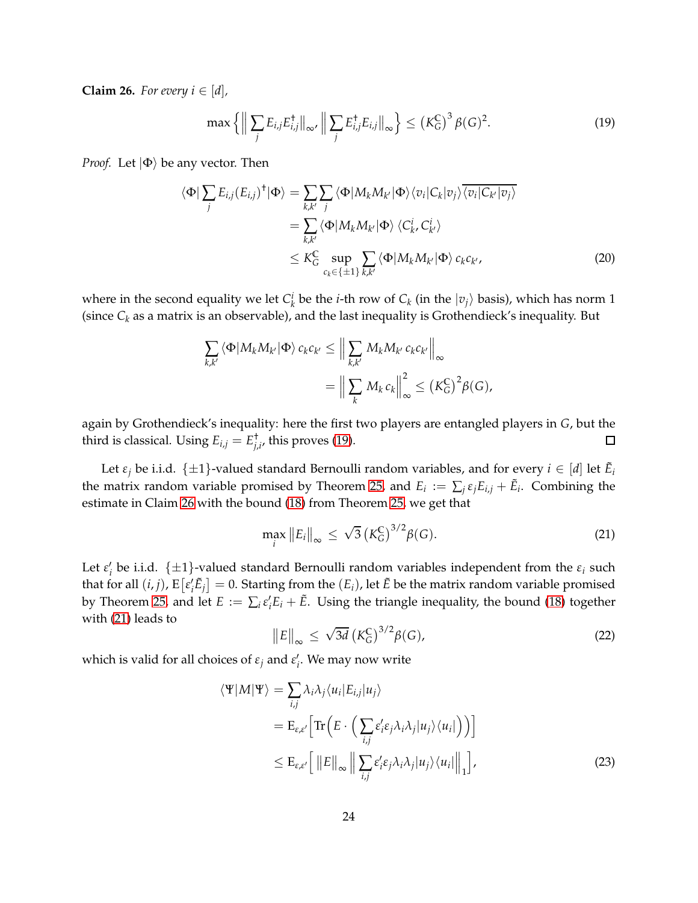**Claim 26.** *For every $i \in [d]$,*

$$\max\Big\{\Big\|\sum_j E_{i,j}E_{i,j}^\dagger\Big\|_\infty, \Big\|\sum_j E_{i,j}^\dagger E_{i,j}\Big\|_\infty\Big\} \leq \big(K_G^{\mathbb{C}}\big)^3\,\beta(G)^2. \tag{19}$$

*Proof.* Let $|\Phi\rangle$ be any vector. Then

$$\begin{aligned}
\langle\Phi|\sum_j E_{i,j}(E_{i,j})^\dagger|\Phi\rangle &= \sum_{k,k'}\sum_j \langle\Phi|M_k M_{k'}|\Phi\rangle\langle v_i|C_k|v_j\rangle\overline{\langle v_i|C_{k'}|v_j\rangle}\\
&= \sum_{k,k'}\langle\Phi|M_k M_{k'}|\Phi\rangle\,\langle C_k^i, C_{k'}^i\rangle\\
&\leq K_G^{\mathbb{C}}\sup_{c_k\in\{\pm1\}}\sum_{k,k'}\langle\Phi|M_k M_{k'}|\Phi\rangle\, c_k c_{k'},
\end{aligned}\tag{20}$$

where in the second equality we let $C_k^i$ be the $i$-th row of $C_k$ (in the $|v_j\rangle$ basis), which has norm 1 (since $C_k$ as a matrix is an observable), and the last inequality is Grothendieck's inequality. But

$$\begin{aligned}
\sum_{k,k'}\langle\Phi|M_k M_{k'}|\Phi\rangle\, c_k c_{k'} &\leq \Big\|\sum_{k,k'} M_k M_{k'}\, c_k c_{k'}\Big\|_\infty\\
&= \Big\|\sum_k M_k\, c_k\Big\|_\infty^2 \leq \big(K_G^{\mathbb{C}}\big)^2\beta(G),
\end{aligned}$$

again by Grothendieck's inequality: here the first two players are entangled players in $G$, but the third is classical. Using $E_{i,j} = E_{j,i}^\dagger$, this proves (19). ∎

Let $\varepsilon_j$ be i.i.d. $\{\pm1\}$-valued standard Bernoulli random variables, and for every $i \in [d]$ let $\tilde{E}_i$ the matrix random variable promised by Theorem 25, and $E_i := \sum_j \varepsilon_j E_{i,j} + \tilde{E}_i$. Combining the estimate in Claim 26 with the bound (18) from Theorem 25, we get that

$$\max_i \|E_i\|_\infty \leq \sqrt{3}\,\big(K_G^{\mathbb{C}}\big)^{3/2}\beta(G). \tag{21}$$

Let $\varepsilon_i'$ be i.i.d. $\{\pm1\}$-valued standard Bernoulli random variables independent from the $\varepsilon_i$ such that for all $(i,j)$, $\mathrm{E}\big[\varepsilon_i'\tilde{E}_j\big] = 0$. Starting from the $(E_i)$, let $\tilde{E}$ be the matrix random variable promised by Theorem 25, and let $E := \sum_i \varepsilon_i' E_i + \tilde{E}$. Using the triangle inequality, the bound (18) together with (21) leads to

$$\|E\|_\infty \leq \sqrt{3d}\,\big(K_G^{\mathbb{C}}\big)^{3/2}\beta(G), \tag{22}$$

which is valid for all choices of $\varepsilon_j$ and $\varepsilon_i'$. We may now write

$$\begin{aligned}
\langle\Psi|M|\Psi\rangle &= \sum_{i,j}\lambda_i\lambda_j\langle u_i|E_{i,j}|u_j\rangle\\
&= \mathrm{E}_{\varepsilon,\varepsilon'}\Big[\mathrm{Tr}\Big(E\cdot\Big(\sum_{i,j}\varepsilon_i'\varepsilon_j\lambda_i\lambda_j|u_j\rangle\langle u_i|\Big)\Big)\Big]\\
&\leq \mathrm{E}_{\varepsilon,\varepsilon'}\Big[\,\|E\|_\infty\,\Big\|\sum_{i,j}\varepsilon_i'\varepsilon_j\lambda_i\lambda_j|u_j\rangle\langle u_i|\Big\|_1\Big],
\end{aligned}\tag{23}$$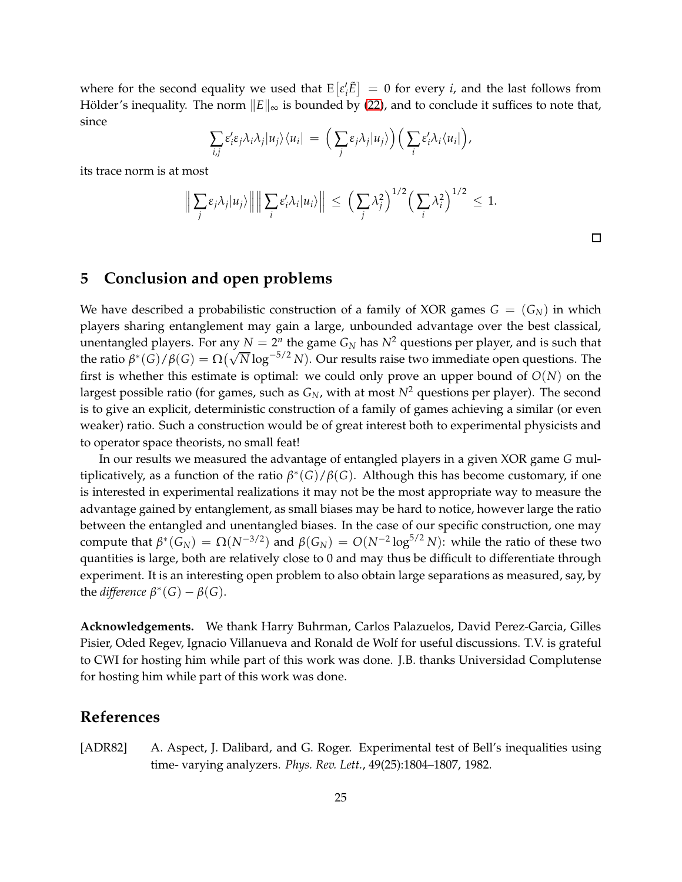where for the second equality we used that $\mathrm{E}\big[\varepsilon_i'\tilde{E}\big] = 0$ for every $i$, and the last follows from Hölder's inequality. The norm $\|E\|_\infty$ is bounded by (22), and to conclude it suffices to note that, since

$$\sum_{i,j} \varepsilon_i'\varepsilon_j\lambda_i\lambda_j|u_j\rangle\langle u_i| \,=\, \Big(\sum_j \varepsilon_j\lambda_j|u_j\rangle\Big)\Big(\sum_i \varepsilon_i'\lambda_i\langle u_i|\Big),$$

its trace norm is at most

$$\Big\|\sum_j \varepsilon_j\lambda_j|u_j\rangle\Big\|\Big\|\sum_i \varepsilon_i'\lambda_i|u_i\rangle\Big\| \,\le\, \Big(\sum_j \lambda_j^2\Big)^{1/2}\Big(\sum_i \lambda_i^2\Big)^{1/2} \,\le\, 1.$$

□

## 5 Conclusion and open problems

We have described a probabilistic construction of a family of XOR games $G = (G_N)$ in which players sharing entanglement may gain a large, unbounded advantage over the best classical, unentangled players. For any $N = 2^n$ the game $G_N$ has $N^2$ questions per player, and is such that the ratio $\beta^*(G)/\beta(G) = \Omega\big(\sqrt{N}\log^{-5/2} N\big)$. Our results raise two immediate open questions. The first is whether this estimate is optimal: we could only prove an upper bound of $O(N)$ on the largest possible ratio (for games, such as $G_N$, with at most $N^2$ questions per player). The second is to give an explicit, deterministic construction of a family of games achieving a similar (or even weaker) ratio. Such a construction would be of great interest both to experimental physicists and to operator space theorists, no small feat!

In our results we measured the advantage of entangled players in a given XOR game $G$ multiplicatively, as a function of the ratio $\beta^*(G)/\beta(G)$. Although this has become customary, if one is interested in experimental realizations it may not be the most appropriate way to measure the advantage gained by entanglement, as small biases may be hard to notice, however large the ratio between the entangled and unentangled biases. In the case of our specific construction, one may compute that $\beta^*(G_N) = \Omega(N^{-3/2})$ and $\beta(G_N) = O(N^{-2}\log^{5/2} N)$: while the ratio of these two quantities is large, both are relatively close to 0 and may thus be difficult to differentiate through experiment. It is an interesting open problem to also obtain large separations as measured, say, by the *difference* $\beta^*(G) - \beta(G)$.

**Acknowledgements.** We thank Harry Buhrman, Carlos Palazuelos, David Perez-Garcia, Gilles Pisier, Oded Regev, Ignacio Villanueva and Ronald de Wolf for useful discussions. T.V. is grateful to CWI for hosting him while part of this work was done. J.B. thanks Universidad Complutense for hosting him while part of this work was done.

## References

[ADR82] A. Aspect, J. Dalibard, and G. Roger. Experimental test of Bell's inequalities using time- varying analyzers. *Phys. Rev. Lett.*, 49(25):1804–1807, 1982.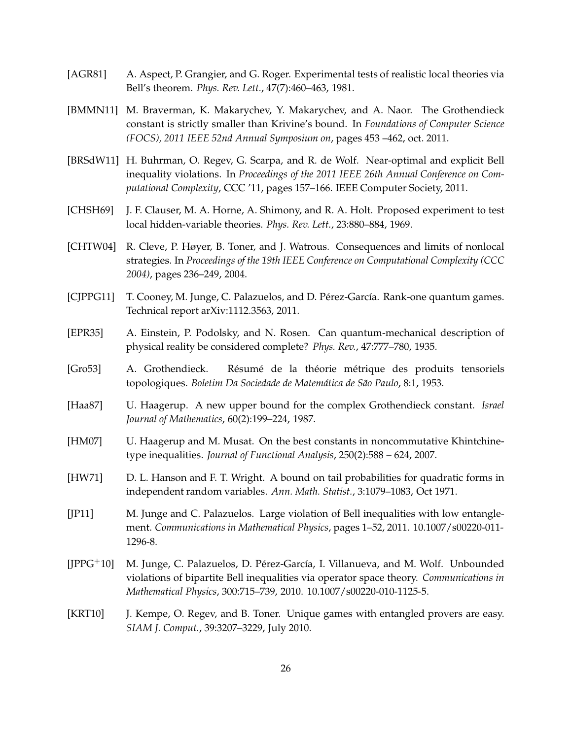[AGR81] A. Aspect, P. Grangier, and G. Roger. Experimental tests of realistic local theories via Bell's theorem. *Phys. Rev. Lett.*, 47(7):460–463, 1981.

[BMMN11] M. Braverman, K. Makarychev, Y. Makarychev, and A. Naor. The Grothendieck constant is strictly smaller than Krivine's bound. In *Foundations of Computer Science (FOCS), 2011 IEEE 52nd Annual Symposium on*, pages 453 –462, oct. 2011.

[BRSdW11] H. Buhrman, O. Regev, G. Scarpa, and R. de Wolf. Near-optimal and explicit Bell inequality violations. In *Proceedings of the 2011 IEEE 26th Annual Conference on Computational Complexity*, CCC '11, pages 157–166. IEEE Computer Society, 2011.

[CHSH69] J. F. Clauser, M. A. Horne, A. Shimony, and R. A. Holt. Proposed experiment to test local hidden-variable theories. *Phys. Rev. Lett.*, 23:880–884, 1969.

[CHTW04] R. Cleve, P. Høyer, B. Toner, and J. Watrous. Consequences and limits of nonlocal strategies. In *Proceedings of the 19th IEEE Conference on Computational Complexity (CCC 2004)*, pages 236–249, 2004.

[CJPPG11] T. Cooney, M. Junge, C. Palazuelos, and D. Pérez-García. Rank-one quantum games. Technical report arXiv:1112.3563, 2011.

[EPR35] A. Einstein, P. Podolsky, and N. Rosen. Can quantum-mechanical description of physical reality be considered complete? *Phys. Rev.*, 47:777–780, 1935.

[Gro53] A. Grothendieck. Résumé de la théorie métrique des produits tensoriels topologiques. *Boletim Da Sociedade de Matemática de São Paulo*, 8:1, 1953.

[Haa87] U. Haagerup. A new upper bound for the complex Grothendieck constant. *Israel Journal of Mathematics*, 60(2):199–224, 1987.

[HM07] U. Haagerup and M. Musat. On the best constants in noncommutative Khintchine-type inequalities. *Journal of Functional Analysis*, 250(2):588 – 624, 2007.

[HW71] D. L. Hanson and F. T. Wright. A bound on tail probabilities for quadratic forms in independent random variables. *Ann. Math. Statist.*, 3:1079–1083, Oct 1971.

[JP11] M. Junge and C. Palazuelos. Large violation of Bell inequalities with low entanglement. *Communications in Mathematical Physics*, pages 1–52, 2011. 10.1007/s00220-011-1296-8.

[JPPG+10] M. Junge, C. Palazuelos, D. Pérez-García, I. Villanueva, and M. Wolf. Unbounded violations of bipartite Bell inequalities via operator space theory. *Communications in Mathematical Physics*, 300:715–739, 2010. 10.1007/s00220-010-1125-5.

[KRT10] J. Kempe, O. Regev, and B. Toner. Unique games with entangled provers are easy. *SIAM J. Comput.*, 39:3207–3229, July 2010.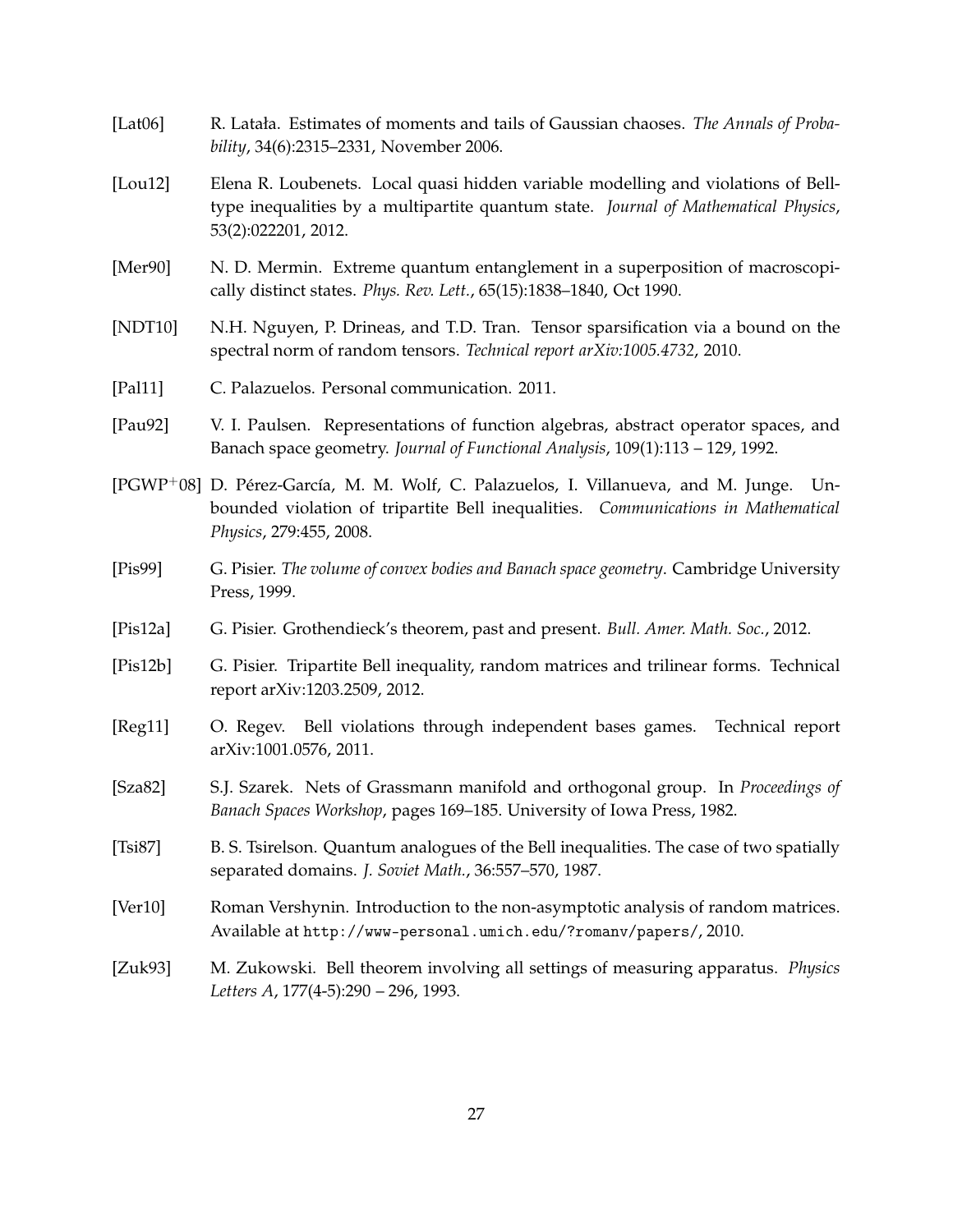[Lat06] R. Latała. Estimates of moments and tails of Gaussian chaoses. *The Annals of Probability*, 34(6):2315–2331, November 2006.

[Lou12] Elena R. Loubenets. Local quasi hidden variable modelling and violations of Bell-type inequalities by a multipartite quantum state. *Journal of Mathematical Physics*, 53(2):022201, 2012.

[Mer90] N. D. Mermin. Extreme quantum entanglement in a superposition of macroscopically distinct states. *Phys. Rev. Lett.*, 65(15):1838–1840, Oct 1990.

[NDT10] N.H. Nguyen, P. Drineas, and T.D. Tran. Tensor sparsification via a bound on the spectral norm of random tensors. *Technical report arXiv:1005.4732*, 2010.

[Pal11] C. Palazuelos. Personal communication. 2011.

[Pau92] V. I. Paulsen. Representations of function algebras, abstract operator spaces, and Banach space geometry. *Journal of Functional Analysis*, 109(1):113 – 129, 1992.

[PGWP+08] D. Pérez-García, M. M. Wolf, C. Palazuelos, I. Villanueva, and M. Junge. Unbounded violation of tripartite Bell inequalities. *Communications in Mathematical Physics*, 279:455, 2008.

[Pis99] G. Pisier. *The volume of convex bodies and Banach space geometry*. Cambridge University Press, 1999.

[Pis12a] G. Pisier. Grothendieck's theorem, past and present. *Bull. Amer. Math. Soc.*, 2012.

[Pis12b] G. Pisier. Tripartite Bell inequality, random matrices and trilinear forms. Technical report arXiv:1203.2509, 2012.

[Reg11] O. Regev. Bell violations through independent bases games. Technical report arXiv:1001.0576, 2011.

[Sza82] S.J. Szarek. Nets of Grassmann manifold and orthogonal group. In *Proceedings of Banach Spaces Workshop*, pages 169–185. University of Iowa Press, 1982.

[Tsi87] B. S. Tsirelson. Quantum analogues of the Bell inequalities. The case of two spatially separated domains. *J. Soviet Math.*, 36:557–570, 1987.

[Ver10] Roman Vershynin. Introduction to the non-asymptotic analysis of random matrices. Available at `http://www-personal.umich.edu/?romanv/papers/`, 2010.

[Zuk93] M. Zukowski. Bell theorem involving all settings of measuring apparatus. *Physics Letters A*, 177(4-5):290 – 296, 1993.